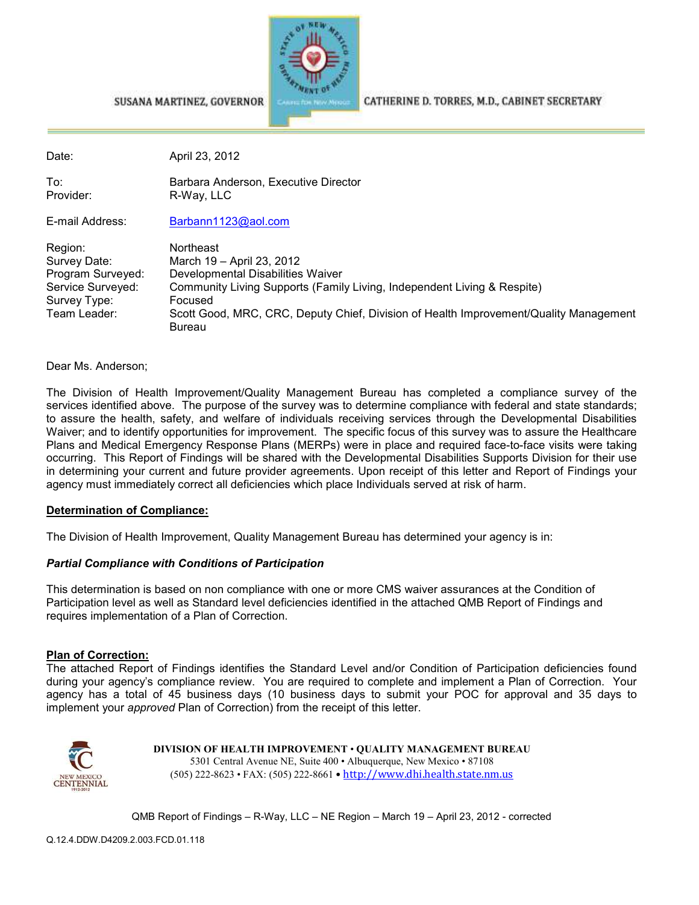SUSANA MARTINEZ, GOVERNOR

CATHERINE D. TORRES, M.D., CABINET SECRETARY

| | |
|---|---|
| Date: | April 23, 2012 |
| To: | Barbara Anderson, Executive Director |
| Provider: | R-Way, LLC |
| E-mail Address: | Barbann1123@aol.com |
| Region: | Northeast |
| Survey Date: | March 19 – April 23, 2012 |
| Program Surveyed: | Developmental Disabilities Waiver |
| Service Surveyed: | Community Living Supports (Family Living, Independent Living & Respite) |
| Survey Type: | Focused |
| Team Leader: | Scott Good, MRC, CRC, Deputy Chief, Division of Health Improvement/Quality Management Bureau |

Dear Ms. Anderson;

The Division of Health Improvement/Quality Management Bureau has completed a compliance survey of the services identified above. The purpose of the survey was to determine compliance with federal and state standards; to assure the health, safety, and welfare of individuals receiving services through the Developmental Disabilities Waiver; and to identify opportunities for improvement. The specific focus of this survey was to assure the Healthcare Plans and Medical Emergency Response Plans (MERPs) were in place and required face-to-face visits were taking occurring. This Report of Findings will be shared with the Developmental Disabilities Supports Division for their use in determining your current and future provider agreements. Upon receipt of this letter and Report of Findings your agency must immediately correct all deficiencies which place Individuals served at risk of harm.

**Determination of Compliance:**

The Division of Health Improvement, Quality Management Bureau has determined your agency is in:

***Partial Compliance with Conditions of Participation***

This determination is based on non compliance with one or more CMS waiver assurances at the Condition of Participation level as well as Standard level deficiencies identified in the attached QMB Report of Findings and requires implementation of a Plan of Correction.

**Plan of Correction:**

The attached Report of Findings identifies the Standard Level and/or Condition of Participation deficiencies found during your agency's compliance review. You are required to complete and implement a Plan of Correction. Your agency has a total of 45 business days (10 business days to submit your POC for approval and 35 days to implement your *approved* Plan of Correction) from the receipt of this letter.

**DIVISION OF HEALTH IMPROVEMENT • QUALITY MANAGEMENT BUREAU**
5301 Central Avenue NE, Suite 400 • Albuquerque, New Mexico • 87108
(505) 222-8623 • FAX: (505) 222-8661 • http://www.dhi.health.state.nm.us

QMB Report of Findings – R-Way, LLC – NE Region – March 19 – April 23, 2012 - corrected

Q.12.4.DDW.D4209.2.003.FCD.01.118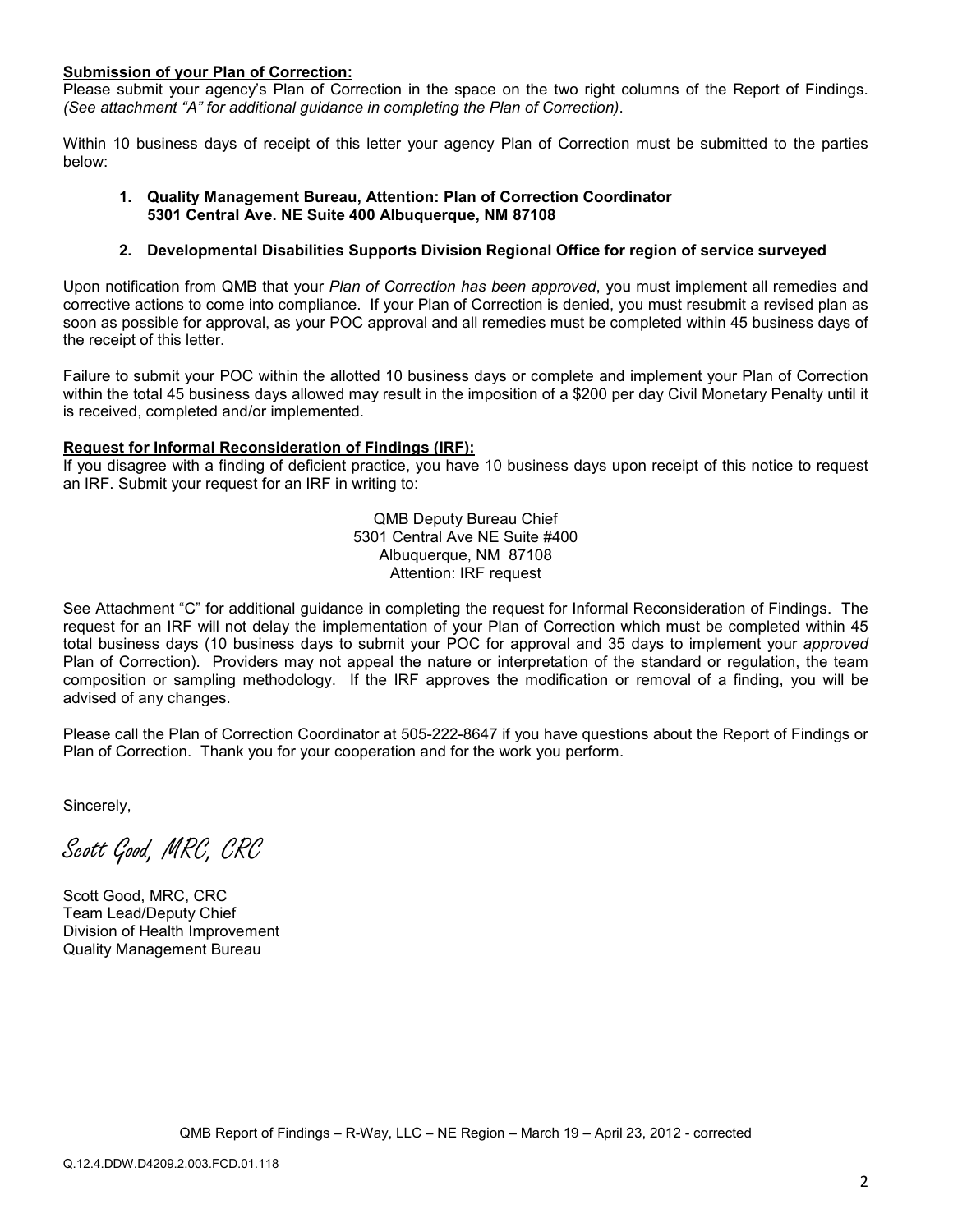**Submission of your Plan of Correction:**

Please submit your agency's Plan of Correction in the space on the two right columns of the Report of Findings. *(See attachment "A" for additional guidance in completing the Plan of Correction).*

Within 10 business days of receipt of this letter your agency Plan of Correction must be submitted to the parties below:

1. **Quality Management Bureau, Attention: Plan of Correction Coordinator 5301 Central Ave. NE Suite 400 Albuquerque, NM 87108**
2. **Developmental Disabilities Supports Division Regional Office for region of service surveyed**

Upon notification from QMB that your *Plan of Correction has been approved*, you must implement all remedies and corrective actions to come into compliance. If your Plan of Correction is denied, you must resubmit a revised plan as soon as possible for approval, as your POC approval and all remedies must be completed within 45 business days of the receipt of this letter.

Failure to submit your POC within the allotted 10 business days or complete and implement your Plan of Correction within the total 45 business days allowed may result in the imposition of a $200 per day Civil Monetary Penalty until it is received, completed and/or implemented.

**Request for Informal Reconsideration of Findings (IRF):**

If you disagree with a finding of deficient practice, you have 10 business days upon receipt of this notice to request an IRF. Submit your request for an IRF in writing to:

QMB Deputy Bureau Chief
5301 Central Ave NE Suite #400
Albuquerque, NM 87108
Attention: IRF request

See Attachment "C" for additional guidance in completing the request for Informal Reconsideration of Findings. The request for an IRF will not delay the implementation of your Plan of Correction which must be completed within 45 total business days (10 business days to submit your POC for approval and 35 days to implement your *approved* Plan of Correction). Providers may not appeal the nature or interpretation of the standard or regulation, the team composition or sampling methodology. If the IRF approves the modification or removal of a finding, you will be advised of any changes.

Please call the Plan of Correction Coordinator at 505-222-8647 if you have questions about the Report of Findings or Plan of Correction. Thank you for your cooperation and for the work you perform.

Sincerely,

*Scott Good, MRC, CRC*

Scott Good, MRC, CRC
Team Lead/Deputy Chief
Division of Health Improvement
Quality Management Bureau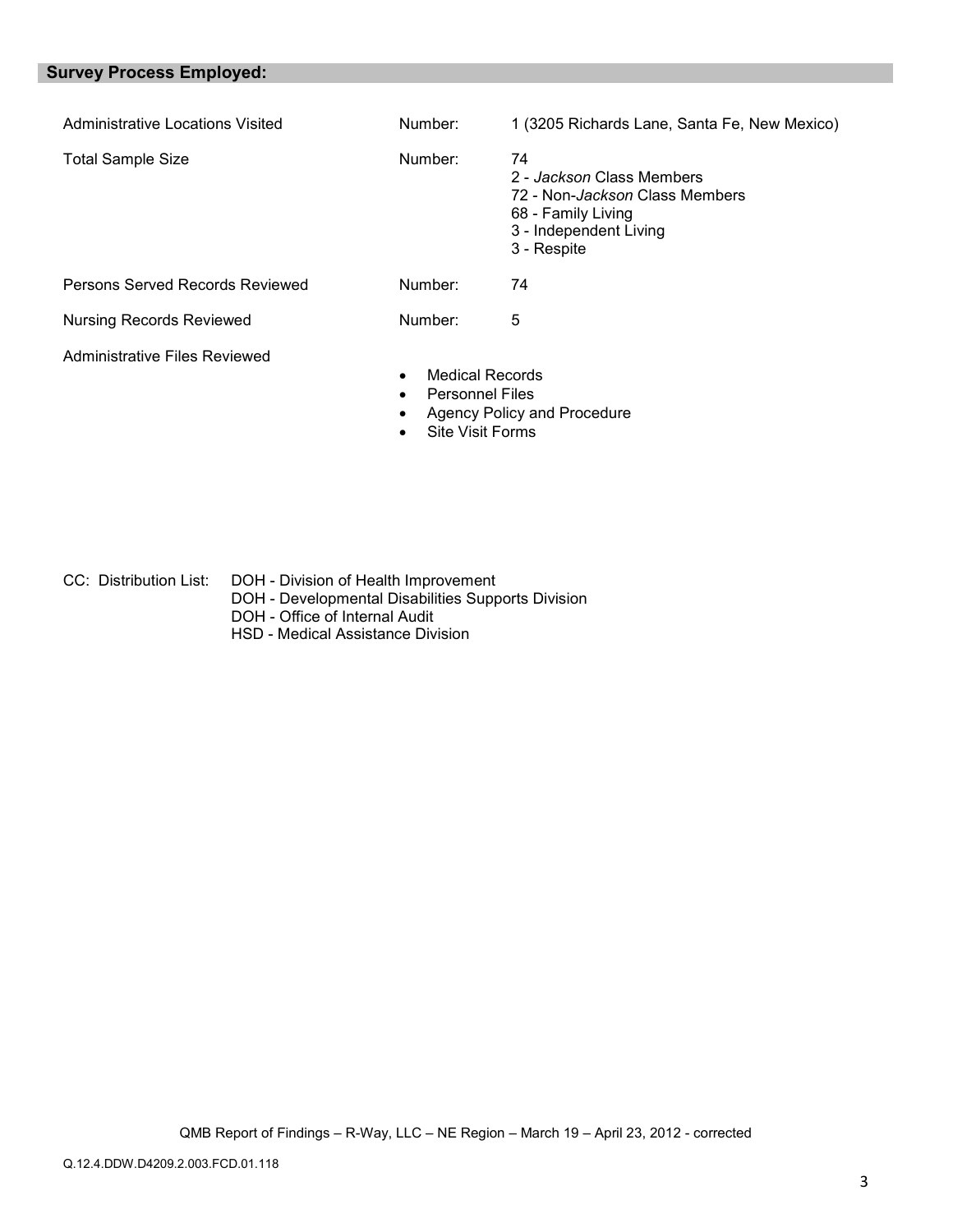## Survey Process Employed:

| | | |
|---|---|---|
| Administrative Locations Visited | Number: | 1 (3205 Richards Lane, Santa Fe, New Mexico) |
| Total Sample Size | Number: | 74<br>2 - *Jackson* Class Members<br>72 - Non-*Jackson* Class Members<br>68 - Family Living<br>3 - Independent Living<br>3 - Respite |
| Persons Served Records Reviewed | Number: | 74 |
| Nursing Records Reviewed | Number: | 5 |
| Administrative Files Reviewed | | • Medical Records<br>• Personnel Files<br>• Agency Policy and Procedure<br>• Site Visit Forms |

CC: Distribution List: DOH - Division of Health Improvement
DOH - Developmental Disabilities Supports Division
DOH - Office of Internal Audit
HSD - Medical Assistance Division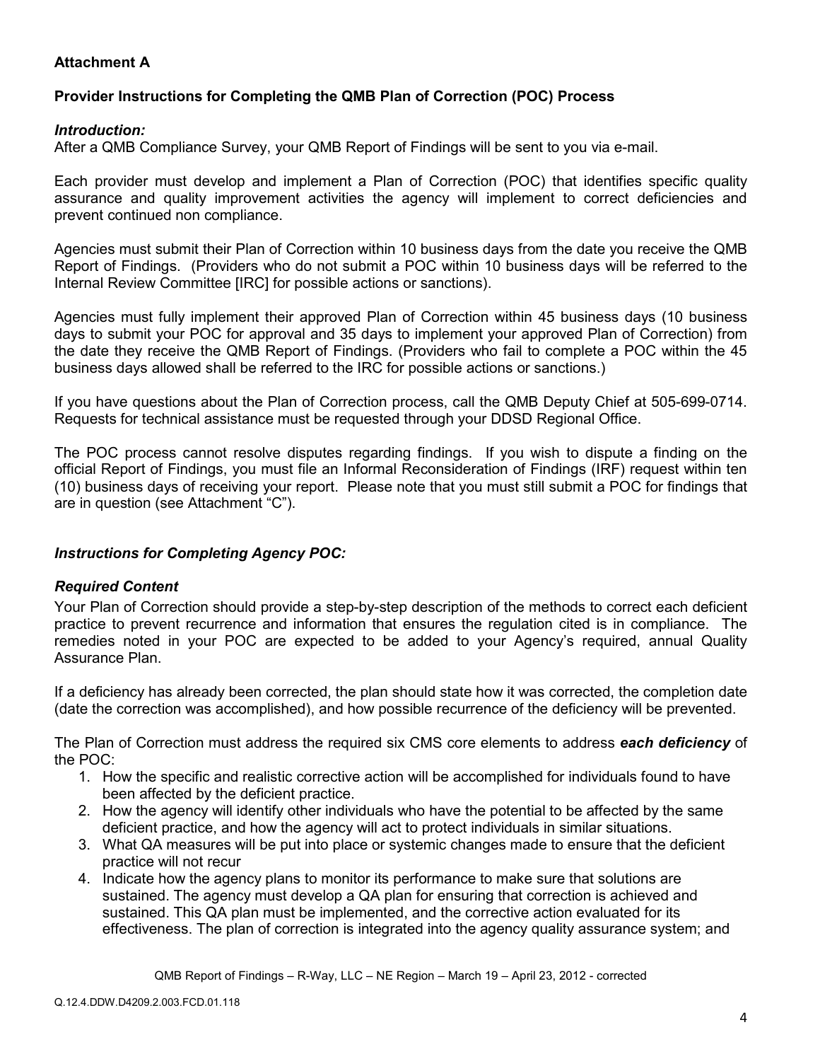**Attachment A**

**Provider Instructions for Completing the QMB Plan of Correction (POC) Process**

***Introduction:***

After a QMB Compliance Survey, your QMB Report of Findings will be sent to you via e-mail.

Each provider must develop and implement a Plan of Correction (POC) that identifies specific quality assurance and quality improvement activities the agency will implement to correct deficiencies and prevent continued non compliance.

Agencies must submit their Plan of Correction within 10 business days from the date you receive the QMB Report of Findings. (Providers who do not submit a POC within 10 business days will be referred to the Internal Review Committee [IRC] for possible actions or sanctions).

Agencies must fully implement their approved Plan of Correction within 45 business days (10 business days to submit your POC for approval and 35 days to implement your approved Plan of Correction) from the date they receive the QMB Report of Findings. (Providers who fail to complete a POC within the 45 business days allowed shall be referred to the IRC for possible actions or sanctions.)

If you have questions about the Plan of Correction process, call the QMB Deputy Chief at 505-699-0714. Requests for technical assistance must be requested through your DDSD Regional Office.

The POC process cannot resolve disputes regarding findings. If you wish to dispute a finding on the official Report of Findings, you must file an Informal Reconsideration of Findings (IRF) request within ten (10) business days of receiving your report. Please note that you must still submit a POC for findings that are in question (see Attachment "C").

***Instructions for Completing Agency POC:***

***Required Content***

Your Plan of Correction should provide a step-by-step description of the methods to correct each deficient practice to prevent recurrence and information that ensures the regulation cited is in compliance. The remedies noted in your POC are expected to be added to your Agency's required, annual Quality Assurance Plan.

If a deficiency has already been corrected, the plan should state how it was corrected, the completion date (date the correction was accomplished), and how possible recurrence of the deficiency will be prevented.

The Plan of Correction must address the required six CMS core elements to address ***each deficiency*** of the POC:

1. How the specific and realistic corrective action will be accomplished for individuals found to have been affected by the deficient practice.
2. How the agency will identify other individuals who have the potential to be affected by the same deficient practice, and how the agency will act to protect individuals in similar situations.
3. What QA measures will be put into place or systemic changes made to ensure that the deficient practice will not recur
4. Indicate how the agency plans to monitor its performance to make sure that solutions are sustained. The agency must develop a QA plan for ensuring that correction is achieved and sustained. This QA plan must be implemented, and the corrective action evaluated for its effectiveness. The plan of correction is integrated into the agency quality assurance system; and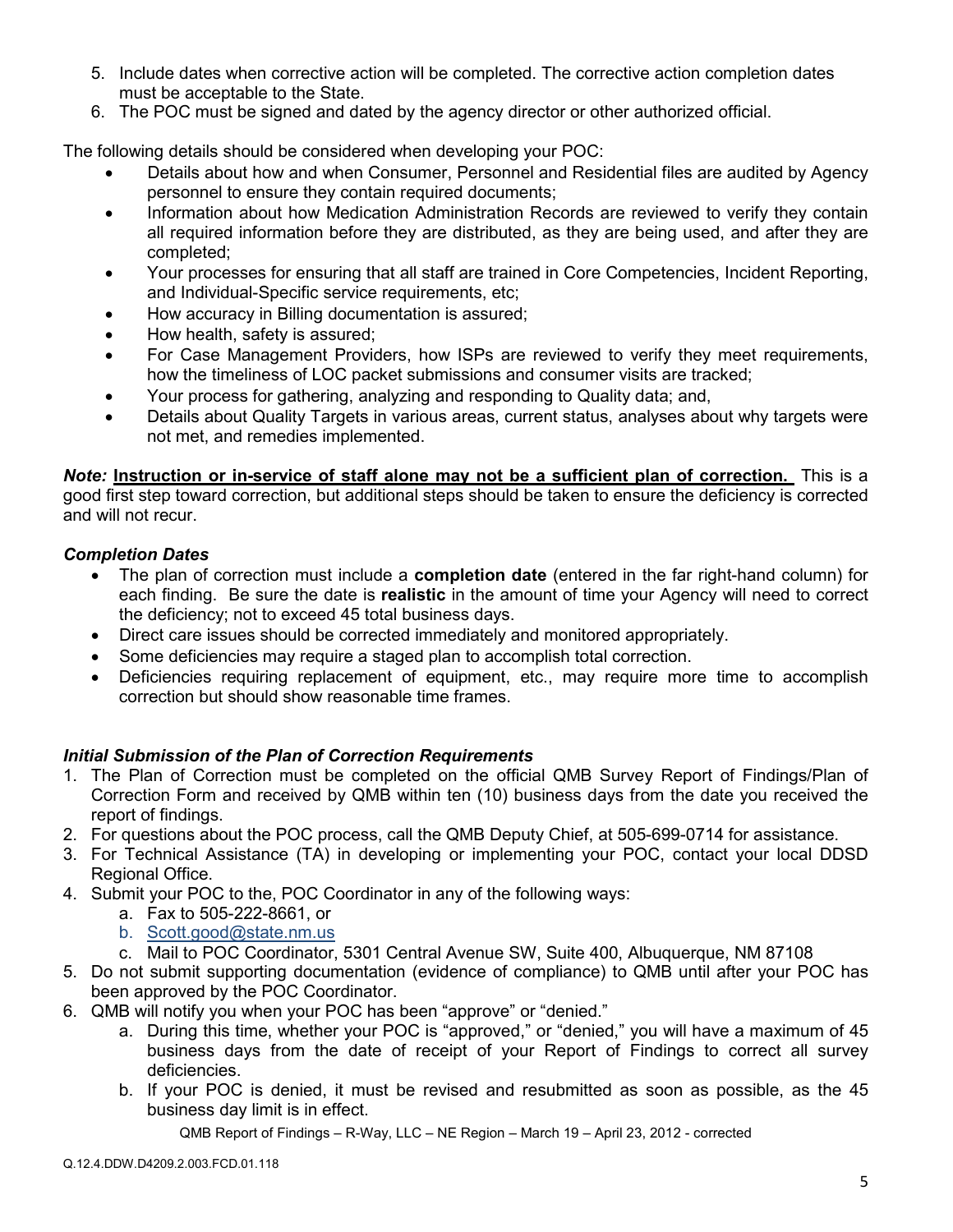5. Include dates when corrective action will be completed. The corrective action completion dates must be acceptable to the State.
6. The POC must be signed and dated by the agency director or other authorized official.

The following details should be considered when developing your POC:

- Details about how and when Consumer, Personnel and Residential files are audited by Agency personnel to ensure they contain required documents;
- Information about how Medication Administration Records are reviewed to verify they contain all required information before they are distributed, as they are being used, and after they are completed;
- Your processes for ensuring that all staff are trained in Core Competencies, Incident Reporting, and Individual-Specific service requirements, etc;
- How accuracy in Billing documentation is assured;
- How health, safety is assured;
- For Case Management Providers, how ISPs are reviewed to verify they meet requirements, how the timeliness of LOC packet submissions and consumer visits are tracked;
- Your process for gathering, analyzing and responding to Quality data; and,
- Details about Quality Targets in various areas, current status, analyses about why targets were not met, and remedies implemented.

***Note:*** **<u>Instruction or in-service of staff alone may not be a sufficient plan of correction.</u>** This is a good first step toward correction, but additional steps should be taken to ensure the deficiency is corrected and will not recur.

***Completion Dates***

- The plan of correction must include a **completion date** (entered in the far right-hand column) for each finding. Be sure the date is **realistic** in the amount of time your Agency will need to correct the deficiency; not to exceed 45 total business days.
- Direct care issues should be corrected immediately and monitored appropriately.
- Some deficiencies may require a staged plan to accomplish total correction.
- Deficiencies requiring replacement of equipment, etc., may require more time to accomplish correction but should show reasonable time frames.

***Initial Submission of the Plan of Correction Requirements***

1. The Plan of Correction must be completed on the official QMB Survey Report of Findings/Plan of Correction Form and received by QMB within ten (10) business days from the date you received the report of findings.
2. For questions about the POC process, call the QMB Deputy Chief, at 505-699-0714 for assistance.
3. For Technical Assistance (TA) in developing or implementing your POC, contact your local DDSD Regional Office.
4. Submit your POC to the, POC Coordinator in any of the following ways:
   a. Fax to 505-222-8661, or
   b. Scott.good@state.nm.us
   c. Mail to POC Coordinator, 5301 Central Avenue SW, Suite 400, Albuquerque, NM 87108
5. Do not submit supporting documentation (evidence of compliance) to QMB until after your POC has been approved by the POC Coordinator.
6. QMB will notify you when your POC has been "approve" or "denied."
   a. During this time, whether your POC is "approved," or "denied," you will have a maximum of 45 business days from the date of receipt of your Report of Findings to correct all survey deficiencies.
   b. If your POC is denied, it must be revised and resubmitted as soon as possible, as the 45 business day limit is in effect.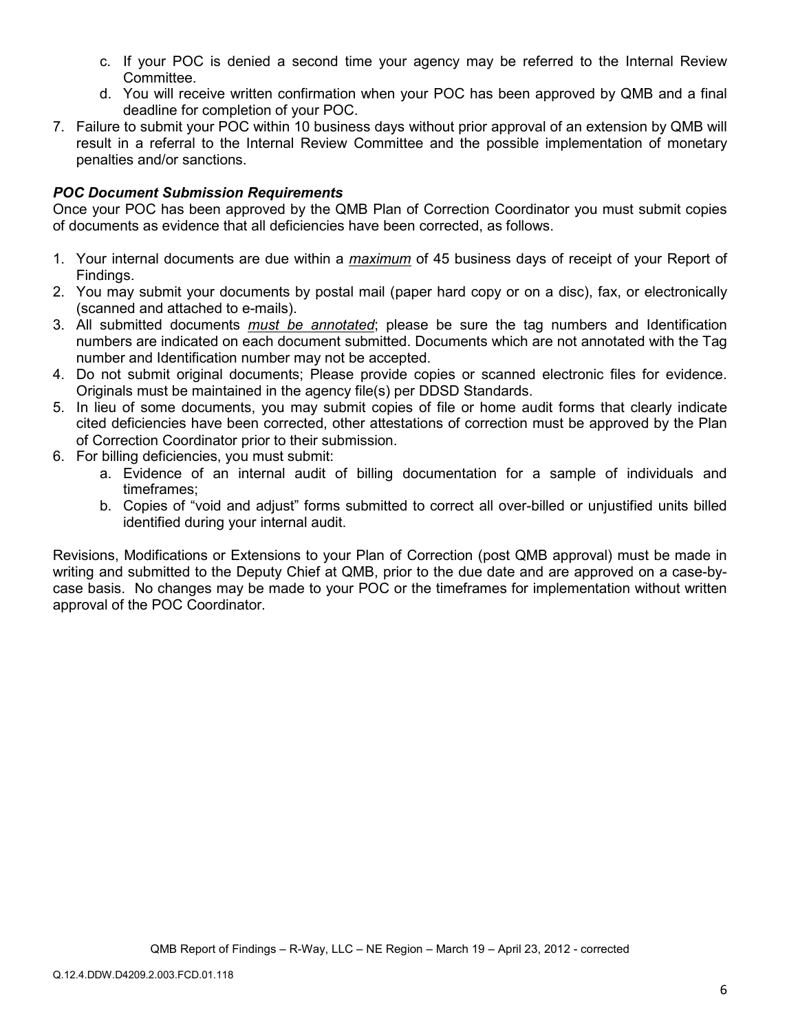c. If your POC is denied a second time your agency may be referred to the Internal Review Committee.
   d. You will receive written confirmation when your POC has been approved by QMB and a final deadline for completion of your POC.
7. Failure to submit your POC within 10 business days without prior approval of an extension by QMB will result in a referral to the Internal Review Committee and the possible implementation of monetary penalties and/or sanctions.

***POC Document Submission Requirements***

Once your POC has been approved by the QMB Plan of Correction Coordinator you must submit copies of documents as evidence that all deficiencies have been corrected, as follows.

1. Your internal documents are due within a ***maximum*** of 45 business days of receipt of your Report of Findings.
2. You may submit your documents by postal mail (paper hard copy or on a disc), fax, or electronically (scanned and attached to e-mails).
3. All submitted documents ***must be annotated***; please be sure the tag numbers and Identification numbers are indicated on each document submitted. Documents which are not annotated with the Tag number and Identification number may not be accepted.
4. Do not submit original documents; Please provide copies or scanned electronic files for evidence. Originals must be maintained in the agency file(s) per DDSD Standards.
5. In lieu of some documents, you may submit copies of file or home audit forms that clearly indicate cited deficiencies have been corrected, other attestations of correction must be approved by the Plan of Correction Coordinator prior to their submission.
6. For billing deficiencies, you must submit:
   a. Evidence of an internal audit of billing documentation for a sample of individuals and timeframes;
   b. Copies of "void and adjust" forms submitted to correct all over-billed or unjustified units billed identified during your internal audit.

Revisions, Modifications or Extensions to your Plan of Correction (post QMB approval) must be made in writing and submitted to the Deputy Chief at QMB, prior to the due date and are approved on a case-by-case basis. No changes may be made to your POC or the timeframes for implementation without written approval of the POC Coordinator.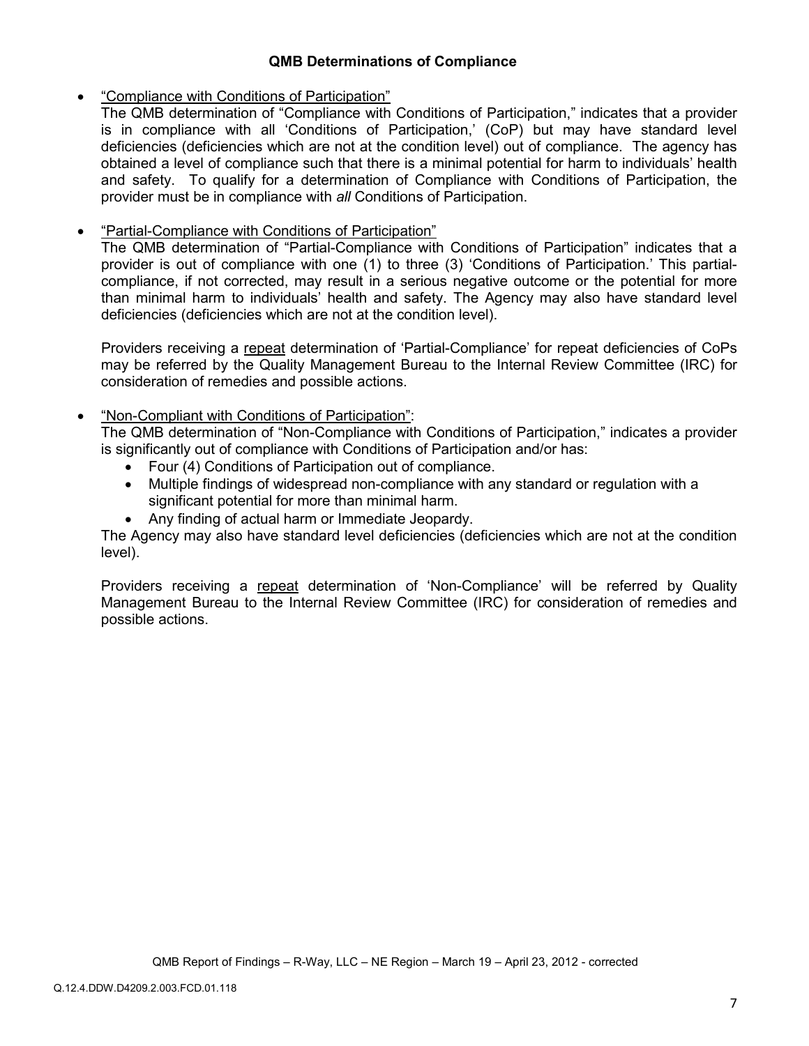### QMB Determinations of Compliance

- "Compliance with Conditions of Participation"
  The QMB determination of "Compliance with Conditions of Participation," indicates that a provider is in compliance with all 'Conditions of Participation,' (CoP) but may have standard level deficiencies (deficiencies which are not at the condition level) out of compliance. The agency has obtained a level of compliance such that there is a minimal potential for harm to individuals' health and safety. To qualify for a determination of Compliance with Conditions of Participation, the provider must be in compliance with *all* Conditions of Participation.

- "Partial-Compliance with Conditions of Participation"
  The QMB determination of "Partial-Compliance with Conditions of Participation" indicates that a provider is out of compliance with one (1) to three (3) 'Conditions of Participation.' This partial-compliance, if not corrected, may result in a serious negative outcome or the potential for more than minimal harm to individuals' health and safety. The Agency may also have standard level deficiencies (deficiencies which are not at the condition level).

  Providers receiving a repeat determination of 'Partial-Compliance' for repeat deficiencies of CoPs may be referred by the Quality Management Bureau to the Internal Review Committee (IRC) for consideration of remedies and possible actions.

- "Non-Compliant with Conditions of Participation":
  The QMB determination of "Non-Compliance with Conditions of Participation," indicates a provider is significantly out of compliance with Conditions of Participation and/or has:
  - Four (4) Conditions of Participation out of compliance.
  - Multiple findings of widespread non-compliance with any standard or regulation with a significant potential for more than minimal harm.
  - Any finding of actual harm or Immediate Jeopardy.

  The Agency may also have standard level deficiencies (deficiencies which are not at the condition level).

  Providers receiving a repeat determination of 'Non-Compliance' will be referred by Quality Management Bureau to the Internal Review Committee (IRC) for consideration of remedies and possible actions.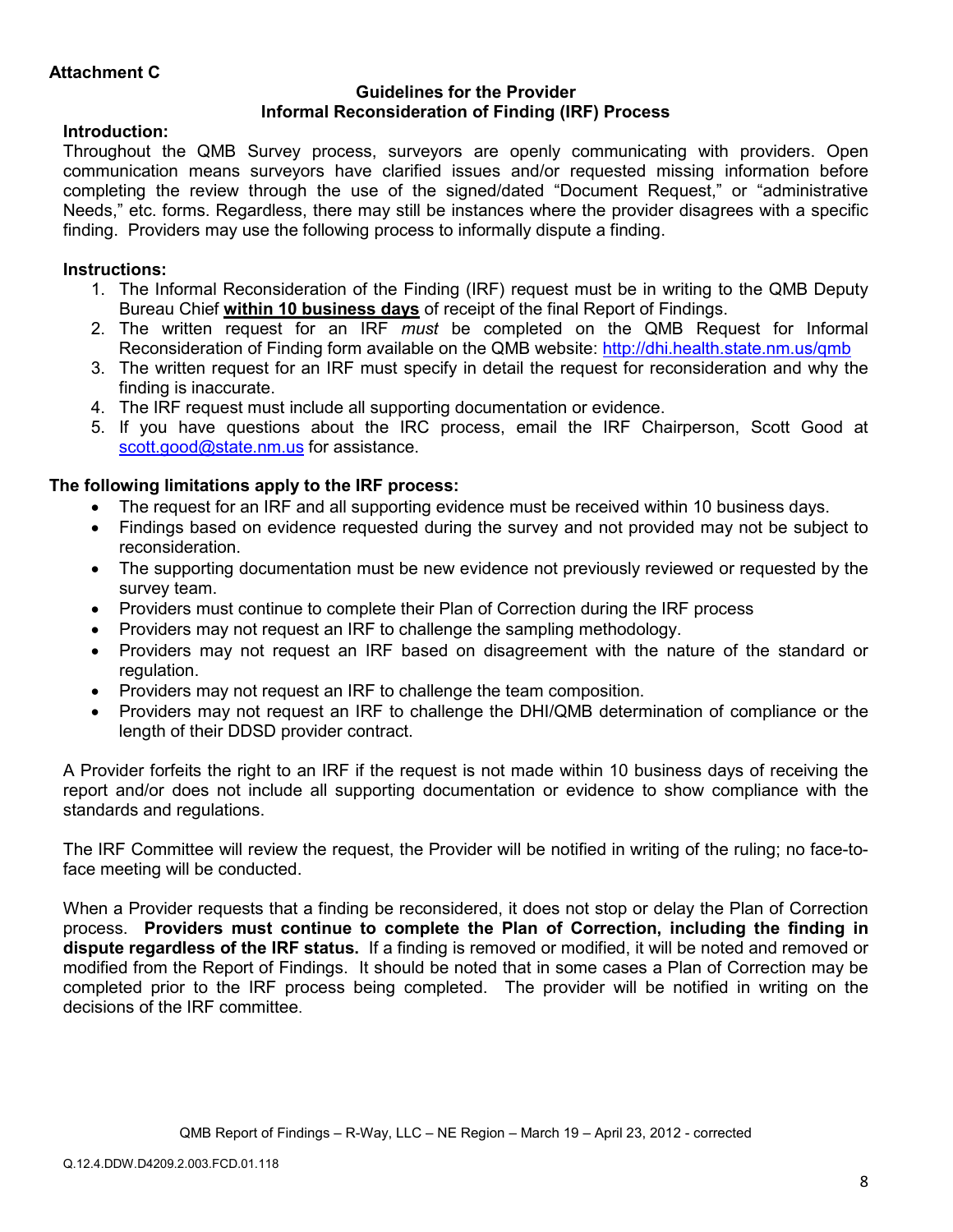**Attachment C**

**Guidelines for the Provider**
**Informal Reconsideration of Finding (IRF) Process**

**Introduction:**
Throughout the QMB Survey process, surveyors are openly communicating with providers. Open communication means surveyors have clarified issues and/or requested missing information before completing the review through the use of the signed/dated "Document Request," or "administrative Needs," etc. forms. Regardless, there may still be instances where the provider disagrees with a specific finding. Providers may use the following process to informally dispute a finding.

**Instructions:**

1. The Informal Reconsideration of the Finding (IRF) request must be in writing to the QMB Deputy Bureau Chief **<u>within 10 business days</u>** of receipt of the final Report of Findings.
2. The written request for an IRF *must* be completed on the QMB Request for Informal Reconsideration of Finding form available on the QMB website: [http://dhi.health.state.nm.us/qmb](http://dhi.health.state.nm.us/qmb)
3. The written request for an IRF must specify in detail the request for reconsideration and why the finding is inaccurate.
4. The IRF request must include all supporting documentation or evidence.
5. If you have questions about the IRC process, email the IRF Chairperson, Scott Good at [scott.good@state.nm.us](mailto:scott.good@state.nm.us) for assistance.

**The following limitations apply to the IRF process:**

- The request for an IRF and all supporting evidence must be received within 10 business days.
- Findings based on evidence requested during the survey and not provided may not be subject to reconsideration.
- The supporting documentation must be new evidence not previously reviewed or requested by the survey team.
- Providers must continue to complete their Plan of Correction during the IRF process
- Providers may not request an IRF to challenge the sampling methodology.
- Providers may not request an IRF based on disagreement with the nature of the standard or regulation.
- Providers may not request an IRF to challenge the team composition.
- Providers may not request an IRF to challenge the DHI/QMB determination of compliance or the length of their DDSD provider contract.

A Provider forfeits the right to an IRF if the request is not made within 10 business days of receiving the report and/or does not include all supporting documentation or evidence to show compliance with the standards and regulations.

The IRF Committee will review the request, the Provider will be notified in writing of the ruling; no face-to-face meeting will be conducted.

When a Provider requests that a finding be reconsidered, it does not stop or delay the Plan of Correction process. **Providers must continue to complete the Plan of Correction, including the finding in dispute regardless of the IRF status.** If a finding is removed or modified, it will be noted and removed or modified from the Report of Findings. It should be noted that in some cases a Plan of Correction may be completed prior to the IRF process being completed. The provider will be notified in writing on the decisions of the IRF committee.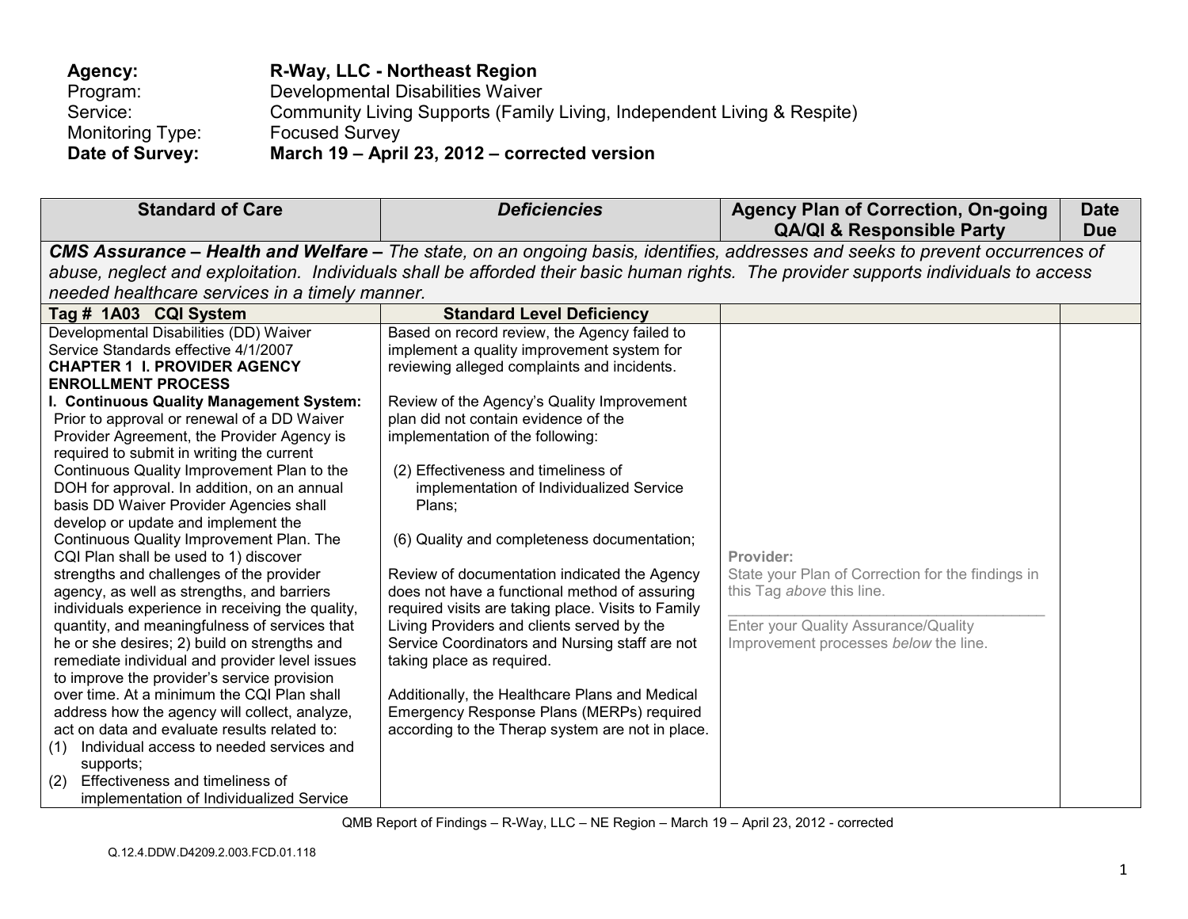| | | | |
|---|---|---|---|
| **Agency:** | **R-Way, LLC - Northeast Region** | | |
| Program: | Developmental Disabilities Waiver | | |
| Service: | Community Living Supports (Family Living, Independent Living & Respite) | | |
| Monitoring Type: | Focused Survey | | |
| **Date of Survey:** | **March 19 – April 23, 2012 – corrected version** | | |

| Standard of Care | *Deficiencies* | Agency Plan of Correction, On-going QA/QI & Responsible Party | Date Due |
|---|---|---|---|
| ***CMS Assurance – Health and Welfare –*** *The state, on an ongoing basis, identifies, addresses and seeks to prevent occurrences of abuse, neglect and exploitation. Individuals shall be afforded their basic human rights. The provider supports individuals to access needed healthcare services in a timely manner.* | | | |
| **Tag # 1A03 CQI System** | **Standard Level Deficiency** | | |
| Developmental Disabilities (DD) Waiver Service Standards effective 4/1/2007<br>**CHAPTER 1 I. PROVIDER AGENCY ENROLLMENT PROCESS**<br>**I. Continuous Quality Management System:** Prior to approval or renewal of a DD Waiver Provider Agreement, the Provider Agency is required to submit in writing the current Continuous Quality Improvement Plan to the DOH for approval. In addition, on an annual basis DD Waiver Provider Agencies shall develop or update and implement the Continuous Quality Improvement Plan. The CQI Plan shall be used to 1) discover strengths and challenges of the provider agency, as well as strengths, and barriers individuals experience in receiving the quality, quantity, and meaningfulness of services that he or she desires; 2) build on strengths and remediate individual and provider level issues to improve the provider's service provision over time. At a minimum the CQI Plan shall address how the agency will collect, analyze, act on data and evaluate results related to:<br>(1) Individual access to needed services and supports;<br>(2) Effectiveness and timeliness of implementation of Individualized Service | Based on record review, the Agency failed to implement a quality improvement system for reviewing alleged complaints and incidents.<br><br>Review of the Agency's Quality Improvement plan did not contain evidence of the implementation of the following:<br><br>(2) Effectiveness and timeliness of implementation of Individualized Service Plans;<br><br>(6) Quality and completeness documentation;<br><br>Review of documentation indicated the Agency does not have a functional method of assuring required visits are taking place. Visits to Family Living Providers and clients served by the Service Coordinators and Nursing staff are not taking place as required.<br><br>Additionally, the Healthcare Plans and Medical Emergency Response Plans (MERPs) required according to the Therap system are not in place. | **Provider:**<br>State your Plan of Correction for the findings in this Tag *above* this line.<br>\_\_\_\_\_\_\_\_\_\_\_\_\_\_\_\_\_\_\_\_\_\_\_\_\_\_\_\_\_\_\_\_\_\_\_\_\_\_\_\_<br>Enter your Quality Assurance/Quality Improvement processes *below* the line. | |

QMB Report of Findings – R-Way, LLC – NE Region – March 19 – April 23, 2012 - corrected

Q.12.4.DDW.D4209.2.003.FCD.01.118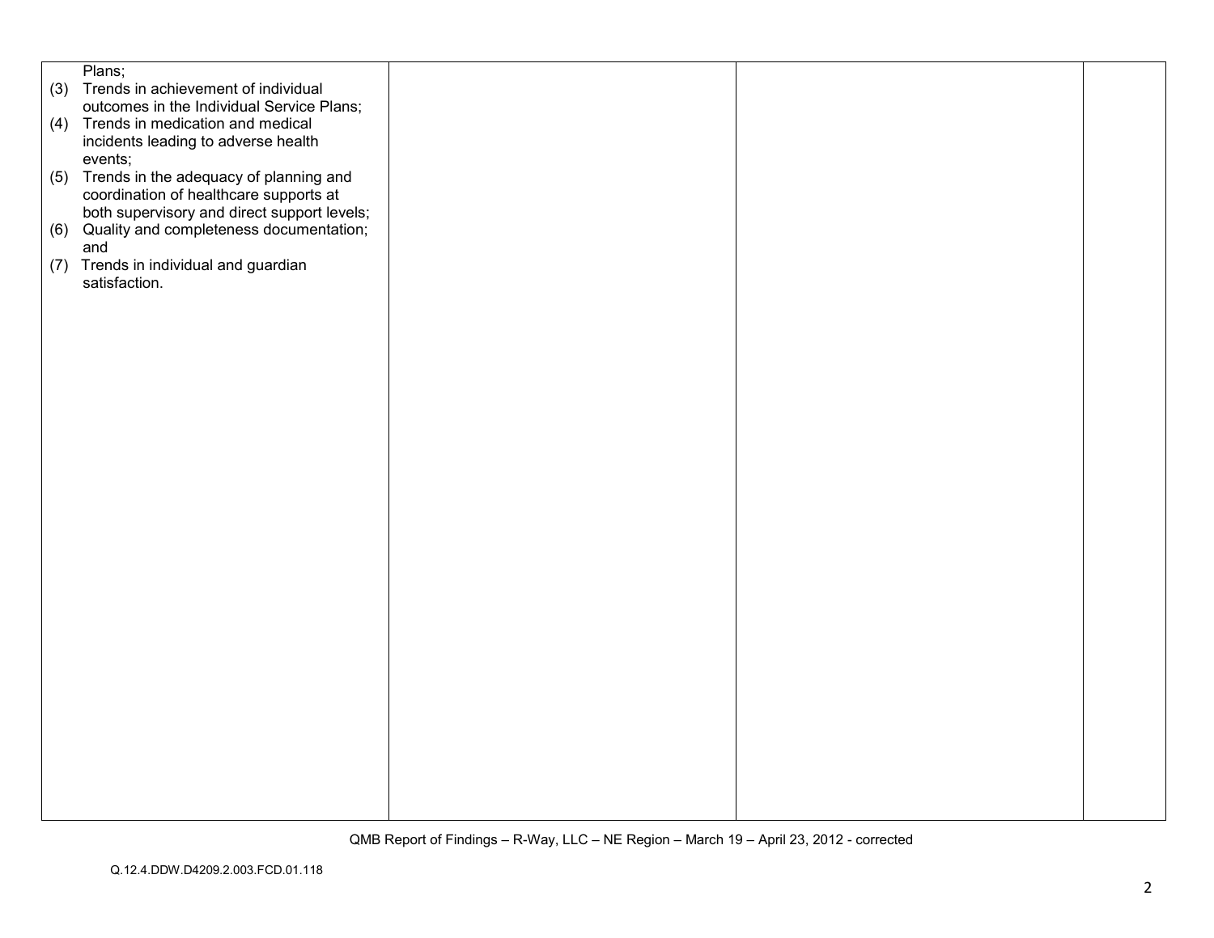| | | | |
|---|---|---|---|
| Plans;<br>(3) Trends in achievement of individual outcomes in the Individual Service Plans;<br>(4) Trends in medication and medical incidents leading to adverse health events;<br>(5) Trends in the adequacy of planning and coordination of healthcare supports at both supervisory and direct support levels;<br>(6) Quality and completeness documentation; and<br>(7) Trends in individual and guardian satisfaction. | | | |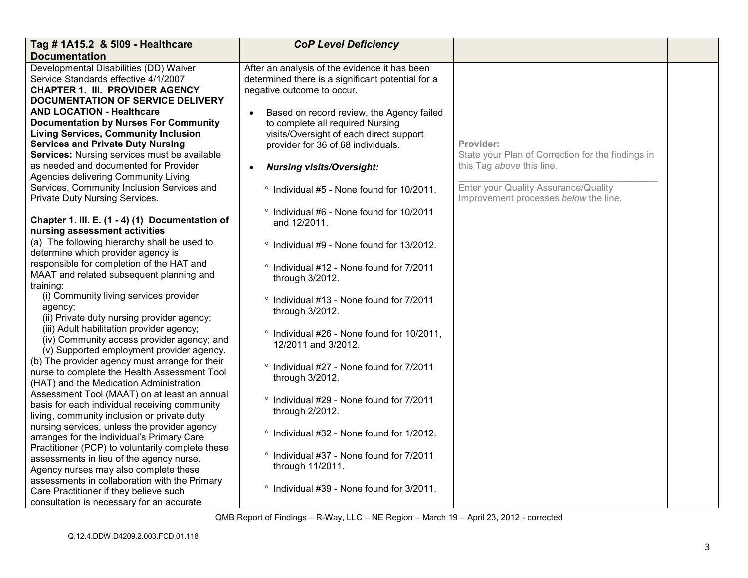| Tag # 1A15.2 & 5I09 - Healthcare Documentation | *CoP Level Deficiency* | | |
|---|---|---|---|
| Developmental Disabilities (DD) Waiver Service Standards effective 4/1/2007<br>**CHAPTER 1. III. PROVIDER AGENCY DOCUMENTATION OF SERVICE DELIVERY AND LOCATION - Healthcare Documentation by Nurses For Community Living Services, Community Inclusion Services and Private Duty Nursing Services:** Nursing services must be available as needed and documented for Provider Agencies delivering Community Living Services, Community Inclusion Services and Private Duty Nursing Services.<br><br>**Chapter 1. III. E. (1 - 4) (1) Documentation of nursing assessment activities**<br>(a) The following hierarchy shall be used to determine which provider agency is responsible for completion of the HAT and MAAT and related subsequent planning and training:<br>(i) Community living services provider agency;<br>(ii) Private duty nursing provider agency;<br>(iii) Adult habilitation provider agency;<br>(iv) Community access provider agency; and<br>(v) Supported employment provider agency.<br>(b) The provider agency must arrange for their nurse to complete the Health Assessment Tool (HAT) and the Medication Administration Assessment Tool (MAAT) on at least an annual basis for each individual receiving community living, community inclusion or private duty nursing services, unless the provider agency arranges for the individual's Primary Care Practitioner (PCP) to voluntarily complete these assessments in lieu of the agency nurse. Agency nurses may also complete these assessments in collaboration with the Primary Care Practitioner if they believe such consultation is necessary for an accurate | After an analysis of the evidence it has been determined there is a significant potential for a negative outcome to occur.<br><br>• Based on record review, the Agency failed to complete all required Nursing visits/Oversight of each direct support provider for 36 of 68 individuals.<br><br>• ***Nursing visits/Oversight:***<br><br>° Individual #5 - None found for 10/2011.<br><br>° Individual #6 - None found for 10/2011 and 12/2011.<br><br>° Individual #9 - None found for 13/2012.<br><br>° Individual #12 - None found for 7/2011 through 3/2012.<br><br>° Individual #13 - None found for 7/2011 through 3/2012.<br><br>° Individual #26 - None found for 10/2011, 12/2011 and 3/2012.<br><br>° Individual #27 - None found for 7/2011 through 3/2012.<br><br>° Individual #29 - None found for 7/2011 through 2/2012.<br><br>° Individual #32 - None found for 1/2012.<br><br>° Individual #37 - None found for 7/2011 through 11/2011.<br><br>° Individual #39 - None found for 3/2011. | **Provider:**<br>State your Plan of Correction for the findings in this Tag *above* this line.<br><br>Enter your Quality Assurance/Quality Improvement processes *below* the line. | |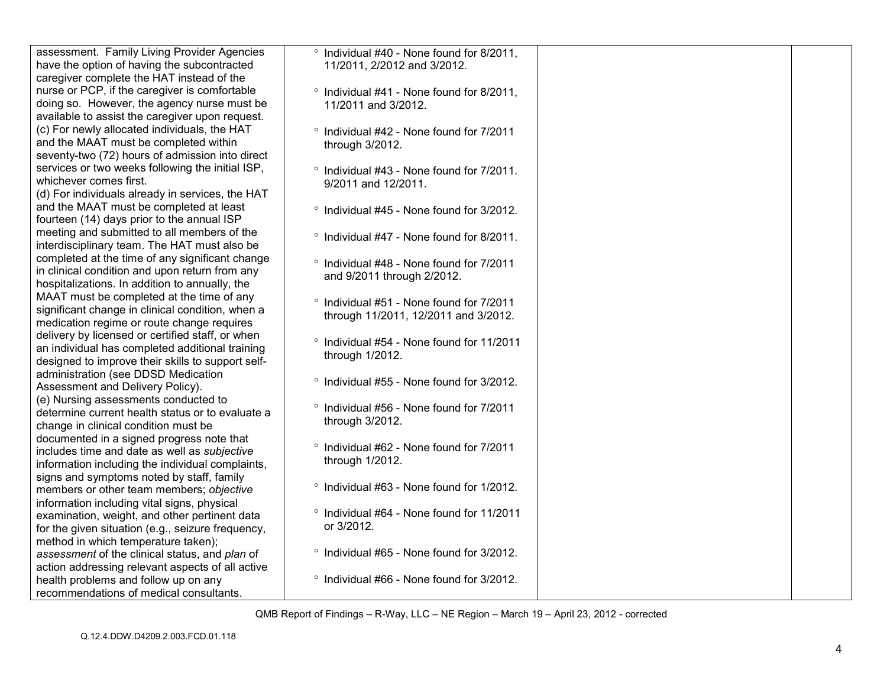| | | | |
|---|---|---|---|
| assessment. Family Living Provider Agencies have the option of having the subcontracted caregiver complete the HAT instead of the nurse or PCP, if the caregiver is comfortable doing so. However, the agency nurse must be available to assist the caregiver upon request.<br>(c) For newly allocated individuals, the HAT and the MAAT must be completed within seventy-two (72) hours of admission into direct services or two weeks following the initial ISP, whichever comes first.<br>(d) For individuals already in services, the HAT and the MAAT must be completed at least fourteen (14) days prior to the annual ISP meeting and submitted to all members of the interdisciplinary team. The HAT must also be completed at the time of any significant change in clinical condition and upon return from any hospitalizations. In addition to annually, the MAAT must be completed at the time of any significant change in clinical condition, when a medication regime or route change requires delivery by licensed or certified staff, or when an individual has completed additional training designed to improve their skills to support self-administration (see DDSD Medication Assessment and Delivery Policy).<br>(e) Nursing assessments conducted to determine current health status or to evaluate a change in clinical condition must be documented in a signed progress note that includes time and date as well as *subjective* information including the individual complaints, signs and symptoms noted by staff, family members or other team members; *objective* information including vital signs, physical examination, weight, and other pertinent data for the given situation (e.g., seizure frequency, method in which temperature taken); *assessment* of the clinical status, and *plan* of action addressing relevant aspects of all active health problems and follow up on any recommendations of medical consultants. | ° Individual #40 - None found for 8/2011, 11/2011, 2/2012 and 3/2012.<br><br>° Individual #41 - None found for 8/2011, 11/2011 and 3/2012.<br><br>° Individual #42 - None found for 7/2011 through 3/2012.<br><br>° Individual #43 - None found for 7/2011. 9/2011 and 12/2011.<br><br>° Individual #45 - None found for 3/2012.<br><br>° Individual #47 - None found for 8/2011.<br><br>° Individual #48 - None found for 7/2011 and 9/2011 through 2/2012.<br><br>° Individual #51 - None found for 7/2011 through 11/2011, 12/2011 and 3/2012.<br><br>° Individual #54 - None found for 11/2011 through 1/2012.<br><br>° Individual #55 - None found for 3/2012.<br><br>° Individual #56 - None found for 7/2011 through 3/2012.<br><br>° Individual #62 - None found for 7/2011 through 1/2012.<br><br>° Individual #63 - None found for 1/2012.<br><br>° Individual #64 - None found for 11/2011 or 3/2012.<br><br>° Individual #65 - None found for 3/2012.<br><br>° Individual #66 - None found for 3/2012. | | |

QMB Report of Findings – R-Way, LLC – NE Region – March 19 – April 23, 2012 - corrected

Q.12.4.DDW.D4209.2.003.FCD.01.118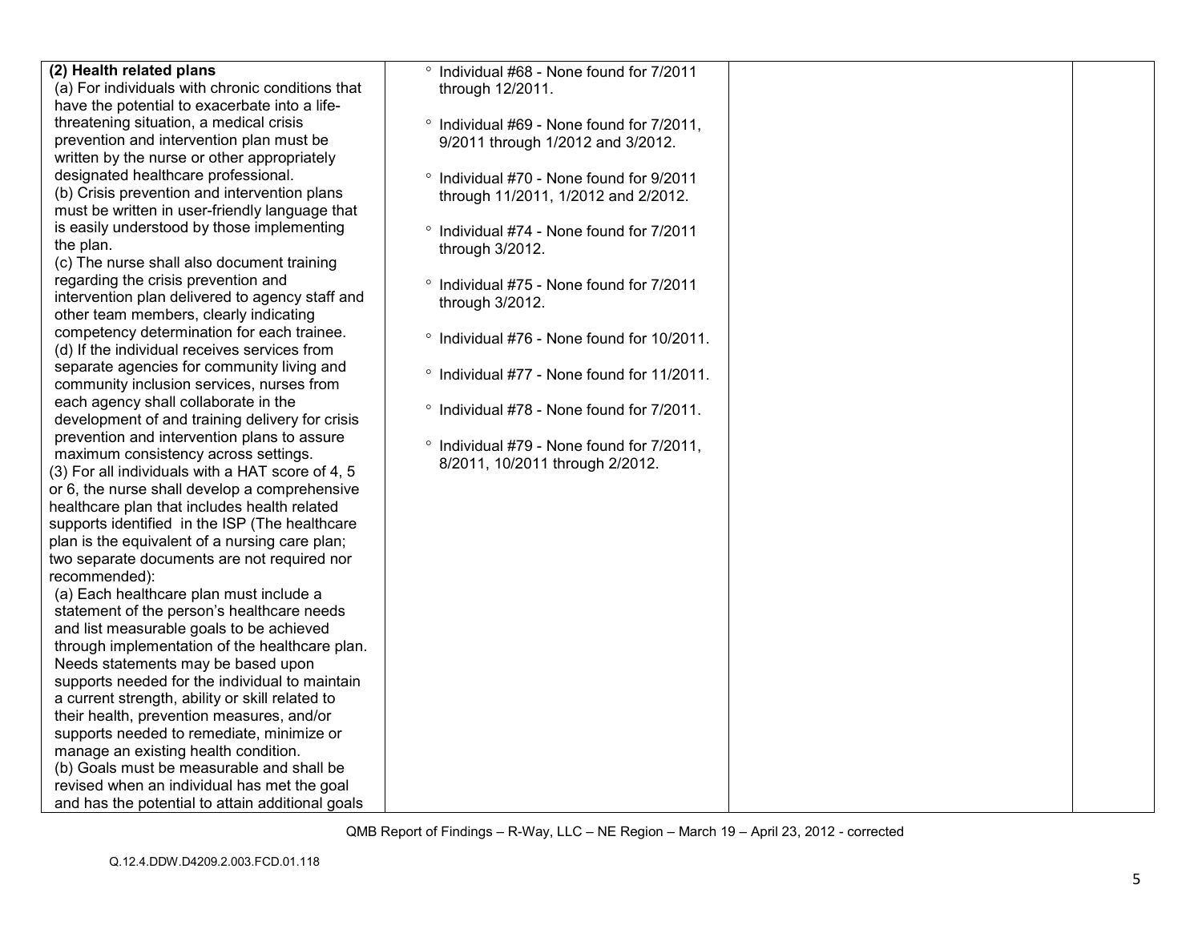| | | | |
|---|---|---|---|
| **(2) Health related plans**<br>(a) For individuals with chronic conditions that have the potential to exacerbate into a life-threatening situation, a medical crisis prevention and intervention plan must be written by the nurse or other appropriately designated healthcare professional.<br>(b) Crisis prevention and intervention plans must be written in user-friendly language that is easily understood by those implementing the plan.<br>(c) The nurse shall also document training regarding the crisis prevention and intervention plan delivered to agency staff and other team members, clearly indicating competency determination for each trainee.<br>(d) If the individual receives services from separate agencies for community living and community inclusion services, nurses from each agency shall collaborate in the development of and training delivery for crisis prevention and intervention plans to assure maximum consistency across settings.<br>(3) For all individuals with a HAT score of 4, 5 or 6, the nurse shall develop a comprehensive healthcare plan that includes health related supports identified in the ISP (The healthcare plan is the equivalent of a nursing care plan; two separate documents are not required nor recommended):<br>(a) Each healthcare plan must include a statement of the person's healthcare needs and list measurable goals to be achieved through implementation of the healthcare plan. Needs statements may be based upon supports needed for the individual to maintain a current strength, ability or skill related to their health, prevention measures, and/or supports needed to remediate, minimize or manage an existing health condition.<br>(b) Goals must be measurable and shall be revised when an individual has met the goal and has the potential to attain additional goals | ° Individual #68 - None found for 7/2011 through 12/2011.<br><br>° Individual #69 - None found for 7/2011, 9/2011 through 1/2012 and 3/2012.<br><br>° Individual #70 - None found for 9/2011 through 11/2011, 1/2012 and 2/2012.<br><br>° Individual #74 - None found for 7/2011 through 3/2012.<br><br>° Individual #75 - None found for 7/2011 through 3/2012.<br><br>° Individual #76 - None found for 10/2011.<br><br>° Individual #77 - None found for 11/2011.<br><br>° Individual #78 - None found for 7/2011.<br><br>° Individual #79 - None found for 7/2011, 8/2011, 10/2011 through 2/2012. | | |

QMB Report of Findings – R-Way, LLC – NE Region – March 19 – April 23, 2012 - corrected

Q.12.4.DDW.D4209.2.003.FCD.01.118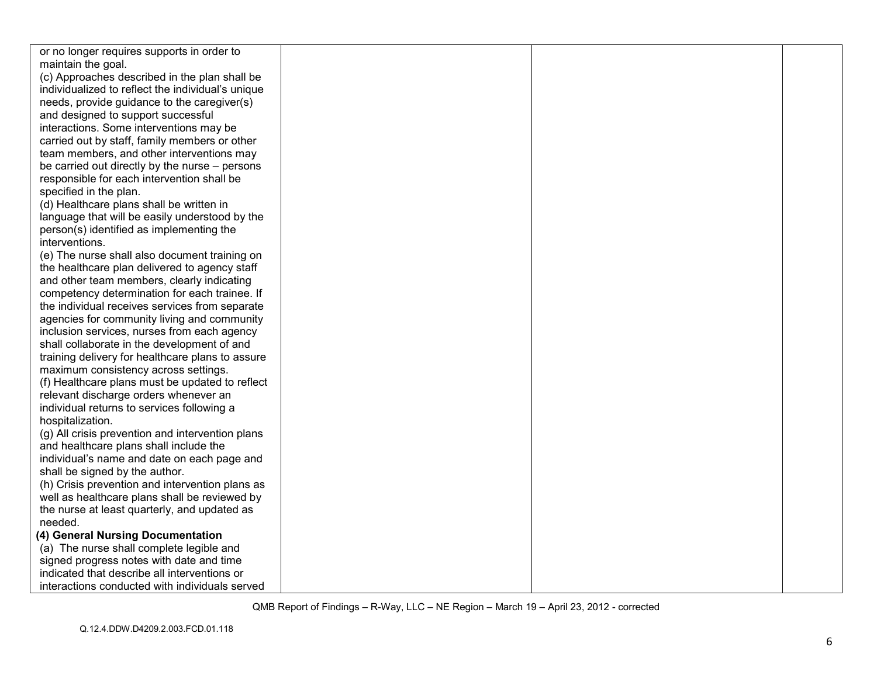| | | | |
|---|---|---|---|
| or no longer requires supports in order to maintain the goal.<br>(c) Approaches described in the plan shall be individualized to reflect the individual's unique needs, provide guidance to the caregiver(s) and designed to support successful interactions. Some interventions may be carried out by staff, family members or other team members, and other interventions may be carried out directly by the nurse – persons responsible for each intervention shall be specified in the plan.<br>(d) Healthcare plans shall be written in language that will be easily understood by the person(s) identified as implementing the interventions.<br>(e) The nurse shall also document training on the healthcare plan delivered to agency staff and other team members, clearly indicating competency determination for each trainee. If the individual receives services from separate agencies for community living and community inclusion services, nurses from each agency shall collaborate in the development of and training delivery for healthcare plans to assure maximum consistency across settings.<br>(f) Healthcare plans must be updated to reflect relevant discharge orders whenever an individual returns to services following a hospitalization.<br>(g) All crisis prevention and intervention plans and healthcare plans shall include the individual's name and date on each page and shall be signed by the author.<br>(h) Crisis prevention and intervention plans as well as healthcare plans shall be reviewed by the nurse at least quarterly, and updated as needed.<br>**(4) General Nursing Documentation**<br>(a) The nurse shall complete legible and signed progress notes with date and time indicated that describe all interventions or interactions conducted with individuals served | | | |

QMB Report of Findings – R-Way, LLC – NE Region – March 19 – April 23, 2012 - corrected

Q.12.4.DDW.D4209.2.003.FCD.01.118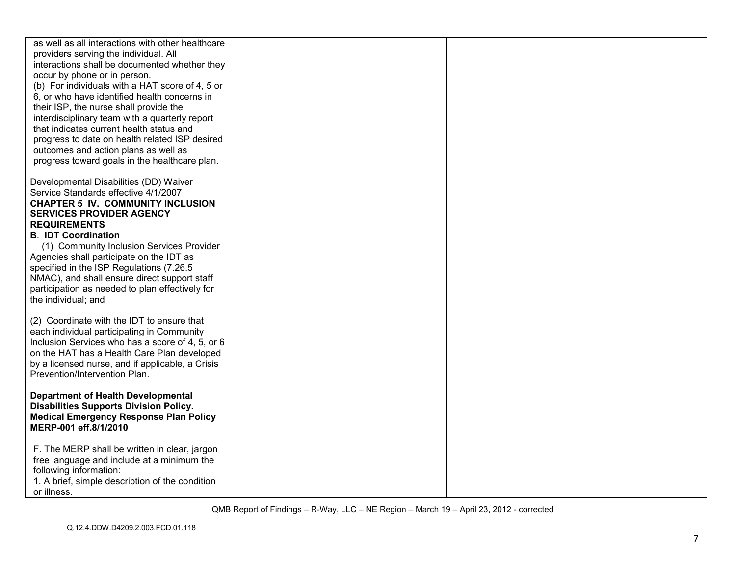| | | | |
|---|---|---|---|
| as well as all interactions with other healthcare providers serving the individual. All interactions shall be documented whether they occur by phone or in person.<br>(b) For individuals with a HAT score of 4, 5 or 6, or who have identified health concerns in their ISP, the nurse shall provide the interdisciplinary team with a quarterly report that indicates current health status and progress to date on health related ISP desired outcomes and action plans as well as progress toward goals in the healthcare plan.<br><br>Developmental Disabilities (DD) Waiver Service Standards effective 4/1/2007<br>**CHAPTER 5 IV. COMMUNITY INCLUSION SERVICES PROVIDER AGENCY REQUIREMENTS**<br>**B. IDT Coordination**<br>(1) Community Inclusion Services Provider Agencies shall participate on the IDT as specified in the ISP Regulations (7.26.5 NMAC), and shall ensure direct support staff participation as needed to plan effectively for the individual; and<br><br>(2) Coordinate with the IDT to ensure that each individual participating in Community Inclusion Services who has a score of 4, 5, or 6 on the HAT has a Health Care Plan developed by a licensed nurse, and if applicable, a Crisis Prevention/Intervention Plan.<br><br>**Department of Health Developmental Disabilities Supports Division Policy. Medical Emergency Response Plan Policy MERP-001 eff.8/1/2010**<br><br>F. The MERP shall be written in clear, jargon free language and include at a minimum the following information:<br>1. A brief, simple description of the condition or illness. | | | |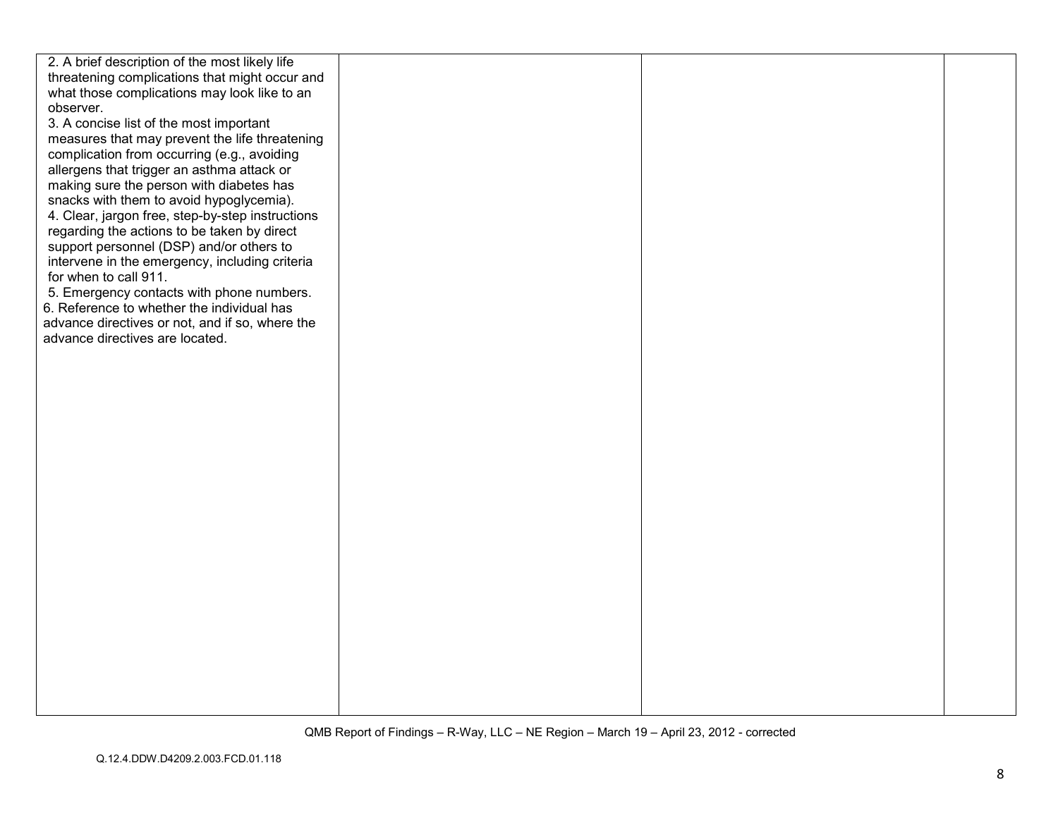| | | | |
|---|---|---|---|
| 2. A brief description of the most likely life threatening complications that might occur and what those complications may look like to an observer.<br>3. A concise list of the most important measures that may prevent the life threatening complication from occurring (e.g., avoiding allergens that trigger an asthma attack or making sure the person with diabetes has snacks with them to avoid hypoglycemia).<br>4. Clear, jargon free, step-by-step instructions regarding the actions to be taken by direct support personnel (DSP) and/or others to intervene in the emergency, including criteria for when to call 911.<br>5. Emergency contacts with phone numbers.<br>6. Reference to whether the individual has advance directives or not, and if so, where the advance directives are located. | | | |

QMB Report of Findings – R-Way, LLC – NE Region – March 19 – April 23, 2012 - corrected

Q.12.4.DDW.D4209.2.003.FCD.01.118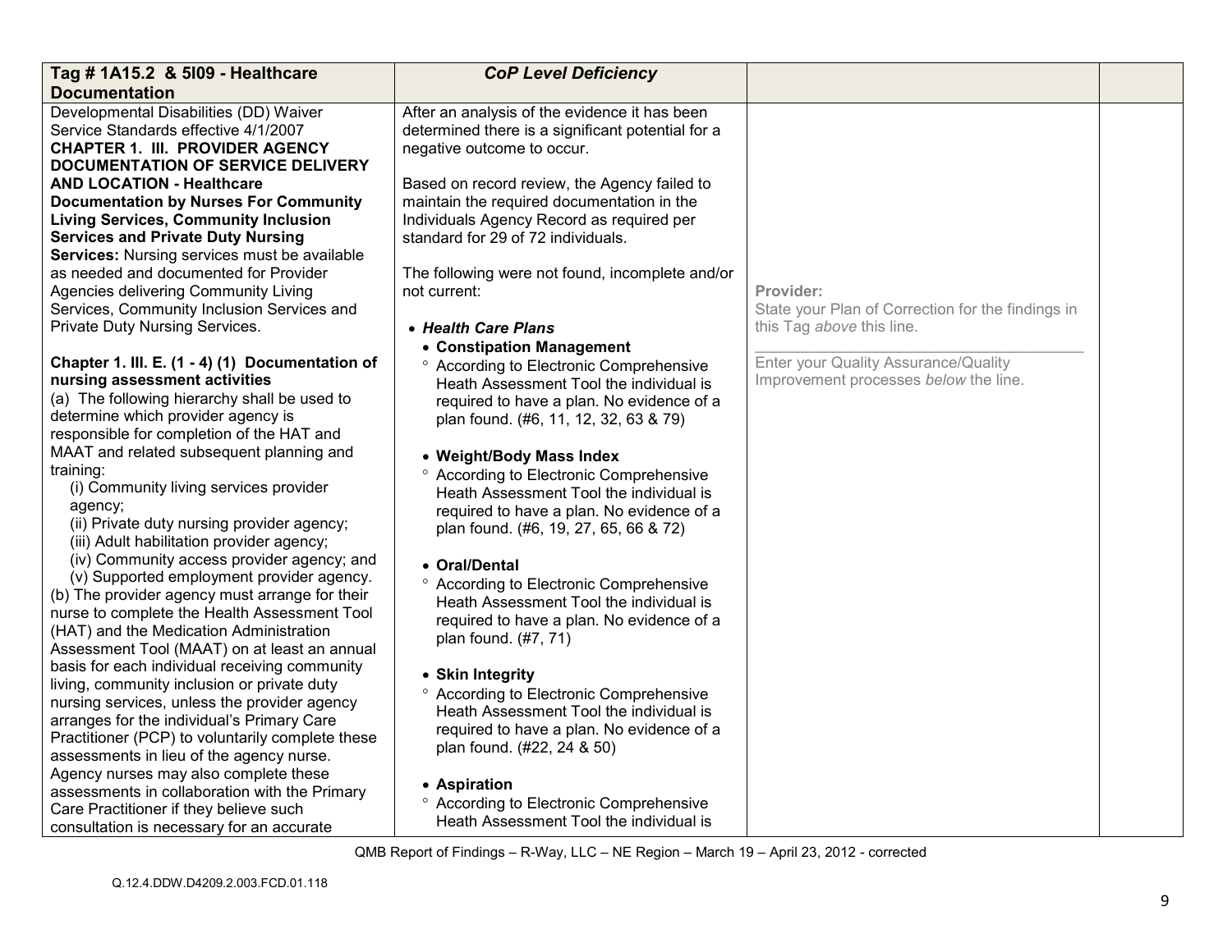| Tag # 1A15.2 & 5I09 - Healthcare Documentation | CoP Level Deficiency | | |
|---|---|---|---|
| Developmental Disabilities (DD) Waiver Service Standards effective 4/1/2007<br>**CHAPTER 1. III. PROVIDER AGENCY DOCUMENTATION OF SERVICE DELIVERY AND LOCATION - Healthcare Documentation by Nurses For Community Living Services, Community Inclusion Services and Private Duty Nursing Services:** Nursing services must be available as needed and documented for Provider Agencies delivering Community Living Services, Community Inclusion Services and Private Duty Nursing Services.<br><br>**Chapter 1. III. E. (1 - 4) (1) Documentation of nursing assessment activities**<br>(a) The following hierarchy shall be used to determine which provider agency is responsible for completion of the HAT and MAAT and related subsequent planning and training:<br>(i) Community living services provider agency;<br>(ii) Private duty nursing provider agency;<br>(iii) Adult habilitation provider agency;<br>(iv) Community access provider agency; and<br>(v) Supported employment provider agency.<br>(b) The provider agency must arrange for their nurse to complete the Health Assessment Tool (HAT) and the Medication Administration Assessment Tool (MAAT) on at least an annual basis for each individual receiving community living, community inclusion or private duty nursing services, unless the provider agency arranges for the individual's Primary Care Practitioner (PCP) to voluntarily complete these assessments in lieu of the agency nurse. Agency nurses may also complete these assessments in collaboration with the Primary Care Practitioner if they believe such consultation is necessary for an accurate | After an analysis of the evidence it has been determined there is a significant potential for a negative outcome to occur.<br><br>Based on record review, the Agency failed to maintain the required documentation in the Individuals Agency Record as required per standard for 29 of 72 individuals.<br><br>The following were not found, incomplete and/or not current:<br><br>• ***Health Care Plans***<br>• **Constipation Management**<br>° According to Electronic Comprehensive Heath Assessment Tool the individual is required to have a plan. No evidence of a plan found. (#6, 11, 12, 32, 63 & 79)<br><br>• **Weight/Body Mass Index**<br>° According to Electronic Comprehensive Heath Assessment Tool the individual is required to have a plan. No evidence of a plan found. (#6, 19, 27, 65, 66 & 72)<br><br>• **Oral/Dental**<br>° According to Electronic Comprehensive Heath Assessment Tool the individual is required to have a plan. No evidence of a plan found. (#7, 71)<br><br>• **Skin Integrity**<br>° According to Electronic Comprehensive Heath Assessment Tool the individual is required to have a plan. No evidence of a plan found. (#22, 24 & 50)<br><br>• **Aspiration**<br>° According to Electronic Comprehensive Heath Assessment Tool the individual is | **Provider:**<br>State your Plan of Correction for the findings in this Tag *above* this line.<br>\_\_\_\_\_\_\_\_\_\_\_\_\_\_\_\_\_\_\_\_\_\_\_\_\_\_\_\_\_\_\_\_<br>Enter your Quality Assurance/Quality Improvement processes *below* the line. | |

QMB Report of Findings – R-Way, LLC – NE Region – March 19 – April 23, 2012 - corrected

Q.12.4.DDW.D4209.2.003.FCD.01.118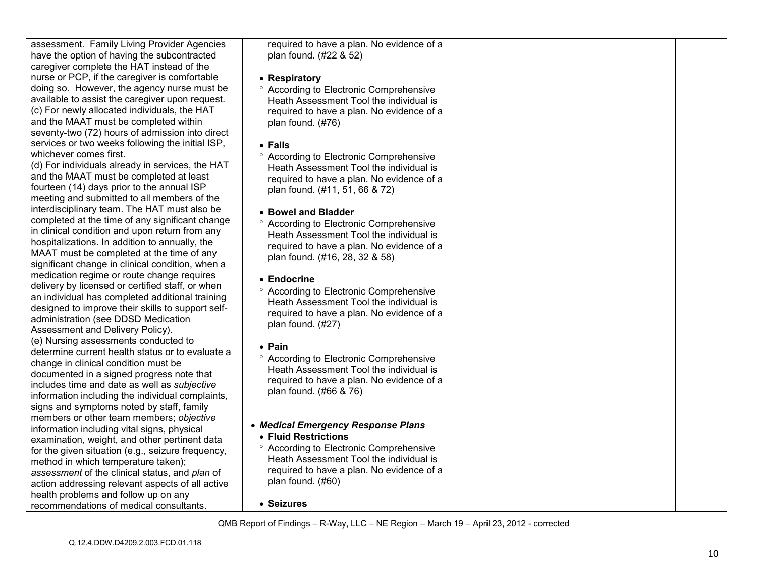| | | | |
|---|---|---|---|
| assessment. Family Living Provider Agencies have the option of having the subcontracted caregiver complete the HAT instead of the nurse or PCP, if the caregiver is comfortable doing so. However, the agency nurse must be available to assist the caregiver upon request.<br>(c) For newly allocated individuals, the HAT and the MAAT must be completed within seventy-two (72) hours of admission into direct services or two weeks following the initial ISP, whichever comes first.<br>(d) For individuals already in services, the HAT and the MAAT must be completed at least fourteen (14) days prior to the annual ISP meeting and submitted to all members of the interdisciplinary team. The HAT must also be completed at the time of any significant change in clinical condition and upon return from any hospitalizations. In addition to annually, the MAAT must be completed at the time of any significant change in clinical condition, when a medication regime or route change requires delivery by licensed or certified staff, or when an individual has completed additional training designed to improve their skills to support self-administration (see DDSD Medication Assessment and Delivery Policy).<br>(e) Nursing assessments conducted to determine current health status or to evaluate a change in clinical condition must be documented in a signed progress note that includes time and date as well as *subjective* information including the individual complaints, signs and symptoms noted by staff, family members or other team members; *objective* information including vital signs, physical examination, weight, and other pertinent data for the given situation (e.g., seizure frequency, method in which temperature taken); *assessment* of the clinical status, and *plan* of action addressing relevant aspects of all active health problems and follow up on any recommendations of medical consultants. | required to have a plan. No evidence of a plan found. (#22 & 52)<br><br>• **Respiratory**<br>° According to Electronic Comprehensive Heath Assessment Tool the individual is required to have a plan. No evidence of a plan found. (#76)<br><br>• **Falls**<br>° According to Electronic Comprehensive Heath Assessment Tool the individual is required to have a plan. No evidence of a plan found. (#11, 51, 66 & 72)<br><br>• **Bowel and Bladder**<br>° According to Electronic Comprehensive Heath Assessment Tool the individual is required to have a plan. No evidence of a plan found. (#16, 28, 32 & 58)<br><br>• **Endocrine**<br>° According to Electronic Comprehensive Heath Assessment Tool the individual is required to have a plan. No evidence of a plan found. (#27)<br><br>• **Pain**<br>° According to Electronic Comprehensive Heath Assessment Tool the individual is required to have a plan. No evidence of a plan found. (#66 & 76)<br><br>• ***Medical Emergency Response Plans***<br>• **Fluid Restrictions**<br>° According to Electronic Comprehensive Heath Assessment Tool the individual is required to have a plan. No evidence of a plan found. (#60)<br><br>• **Seizures** | | |

QMB Report of Findings – R-Way, LLC – NE Region – March 19 – April 23, 2012 - corrected

Q.12.4.DDW.D4209.2.003.FCD.01.118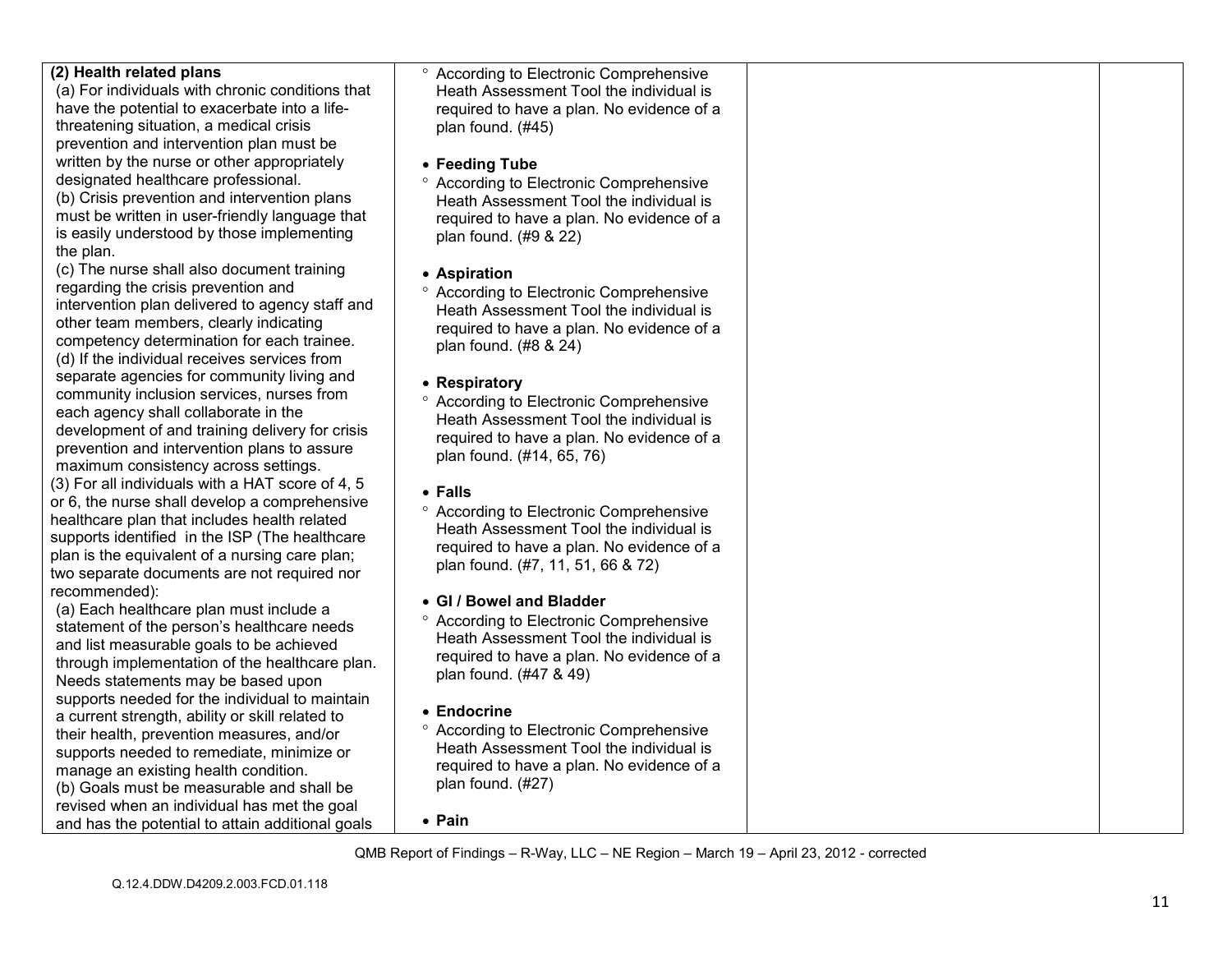| | | | |
|---|---|---|---|
| **(2) Health related plans**<br>(a) For individuals with chronic conditions that have the potential to exacerbate into a life-threatening situation, a medical crisis prevention and intervention plan must be written by the nurse or other appropriately designated healthcare professional.<br>(b) Crisis prevention and intervention plans must be written in user-friendly language that is easily understood by those implementing the plan.<br>(c) The nurse shall also document training regarding the crisis prevention and intervention plan delivered to agency staff and other team members, clearly indicating competency determination for each trainee.<br>(d) If the individual receives services from separate agencies for community living and community inclusion services, nurses from each agency shall collaborate in the development of and training delivery for crisis prevention and intervention plans to assure maximum consistency across settings.<br>(3) For all individuals with a HAT score of 4, 5 or 6, the nurse shall develop a comprehensive healthcare plan that includes health related supports identified in the ISP (The healthcare plan is the equivalent of a nursing care plan; two separate documents are not required nor recommended):<br>(a) Each healthcare plan must include a statement of the person's healthcare needs and list measurable goals to be achieved through implementation of the healthcare plan. Needs statements may be based upon supports needed for the individual to maintain a current strength, ability or skill related to their health, prevention measures, and/or supports needed to remediate, minimize or manage an existing health condition.<br>(b) Goals must be measurable and shall be revised when an individual has met the goal and has the potential to attain additional goals | ° According to Electronic Comprehensive Heath Assessment Tool the individual is required to have a plan. No evidence of a plan found. (#45)<br><br>• **Feeding Tube**<br>° According to Electronic Comprehensive Heath Assessment Tool the individual is required to have a plan. No evidence of a plan found. (#9 & 22)<br><br>• **Aspiration**<br>° According to Electronic Comprehensive Heath Assessment Tool the individual is required to have a plan. No evidence of a plan found. (#8 & 24)<br><br>• **Respiratory**<br>° According to Electronic Comprehensive Heath Assessment Tool the individual is required to have a plan. No evidence of a plan found. (#14, 65, 76)<br><br>• **Falls**<br>° According to Electronic Comprehensive Heath Assessment Tool the individual is required to have a plan. No evidence of a plan found. (#7, 11, 51, 66 & 72)<br><br>• **GI / Bowel and Bladder**<br>° According to Electronic Comprehensive Heath Assessment Tool the individual is required to have a plan. No evidence of a plan found. (#47 & 49)<br><br>• **Endocrine**<br>° According to Electronic Comprehensive Heath Assessment Tool the individual is required to have a plan. No evidence of a plan found. (#27)<br><br>• **Pain** | | |

QMB Report of Findings – R-Way, LLC – NE Region – March 19 – April 23, 2012 - corrected

Q.12.4.DDW.D4209.2.003.FCD.01.118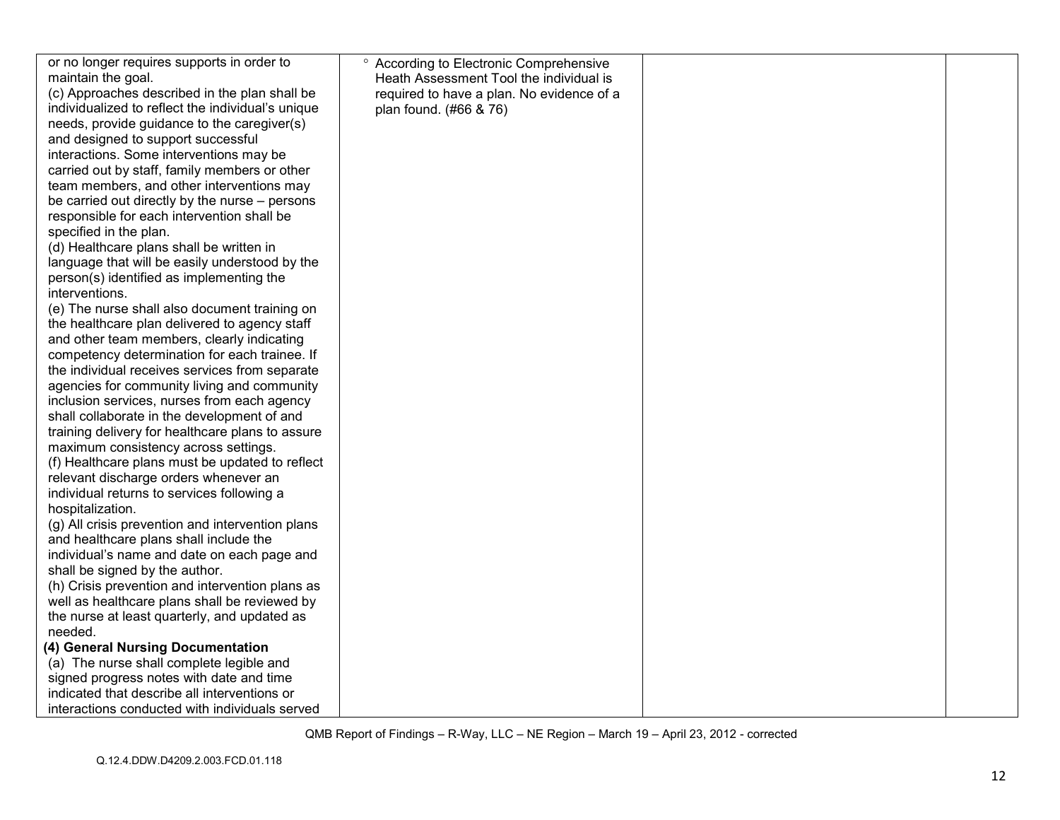| | | | |
|---|---|---|---|
| or no longer requires supports in order to maintain the goal.<br>(c) Approaches described in the plan shall be individualized to reflect the individual's unique needs, provide guidance to the caregiver(s) and designed to support successful interactions. Some interventions may be carried out by staff, family members or other team members, and other interventions may be carried out directly by the nurse – persons responsible for each intervention shall be specified in the plan.<br>(d) Healthcare plans shall be written in language that will be easily understood by the person(s) identified as implementing the interventions.<br>(e) The nurse shall also document training on the healthcare plan delivered to agency staff and other team members, clearly indicating competency determination for each trainee. If the individual receives services from separate agencies for community living and community inclusion services, nurses from each agency shall collaborate in the development of and training delivery for healthcare plans to assure maximum consistency across settings.<br>(f) Healthcare plans must be updated to reflect relevant discharge orders whenever an individual returns to services following a hospitalization.<br>(g) All crisis prevention and intervention plans and healthcare plans shall include the individual's name and date on each page and shall be signed by the author.<br>(h) Crisis prevention and intervention plans as well as healthcare plans shall be reviewed by the nurse at least quarterly, and updated as needed.<br>**(4) General Nursing Documentation**<br>(a) The nurse shall complete legible and signed progress notes with date and time indicated that describe all interventions or interactions conducted with individuals served | ° According to Electronic Comprehensive Heath Assessment Tool the individual is required to have a plan. No evidence of a plan found. (#66 & 76) | | |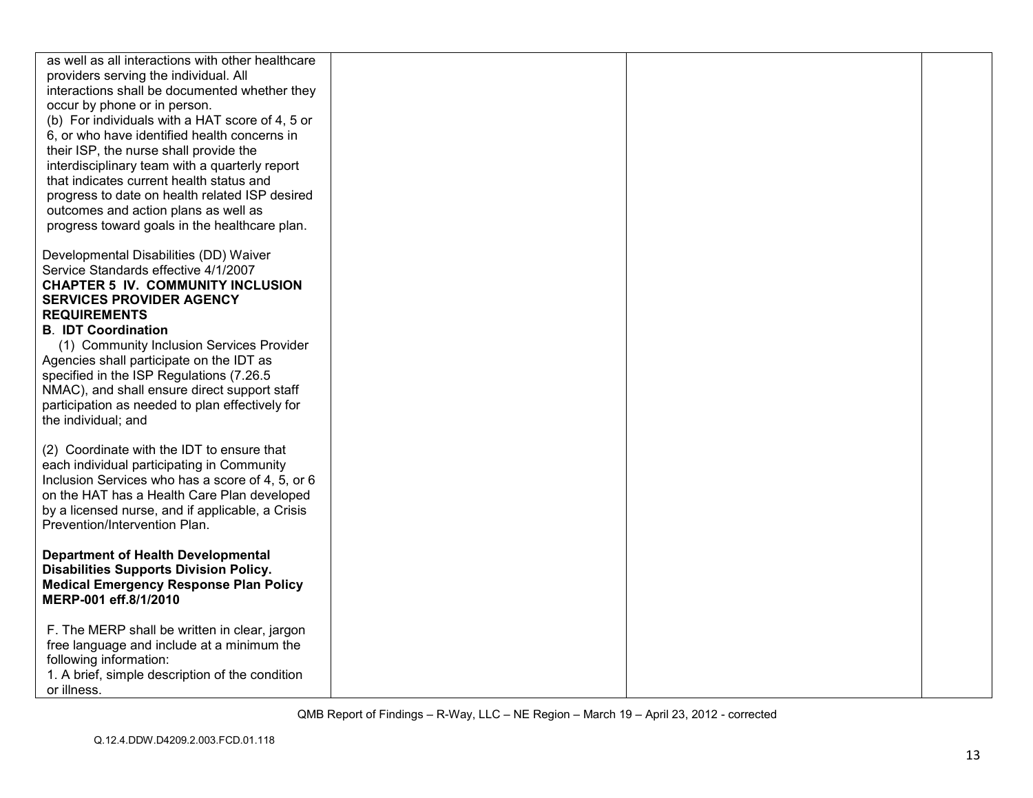| | | | |
|---|---|---|---|
| as well as all interactions with other healthcare providers serving the individual. All interactions shall be documented whether they occur by phone or in person.<br>(b) For individuals with a HAT score of 4, 5 or 6, or who have identified health concerns in their ISP, the nurse shall provide the interdisciplinary team with a quarterly report that indicates current health status and progress to date on health related ISP desired outcomes and action plans as well as progress toward goals in the healthcare plan.<br><br>Developmental Disabilities (DD) Waiver Service Standards effective 4/1/2007<br>**CHAPTER 5 IV. COMMUNITY INCLUSION SERVICES PROVIDER AGENCY REQUIREMENTS**<br>**B. IDT Coordination**<br>(1) Community Inclusion Services Provider Agencies shall participate on the IDT as specified in the ISP Regulations (7.26.5 NMAC), and shall ensure direct support staff participation as needed to plan effectively for the individual; and<br><br>(2) Coordinate with the IDT to ensure that each individual participating in Community Inclusion Services who has a score of 4, 5, or 6 on the HAT has a Health Care Plan developed by a licensed nurse, and if applicable, a Crisis Prevention/Intervention Plan.<br><br>**Department of Health Developmental Disabilities Supports Division Policy. Medical Emergency Response Plan Policy MERP-001 eff.8/1/2010**<br><br>F. The MERP shall be written in clear, jargon free language and include at a minimum the following information:<br>1. A brief, simple description of the condition or illness. | | | |

QMB Report of Findings – R-Way, LLC – NE Region – March 19 – April 23, 2012 - corrected

Q.12.4.DDW.D4209.2.003.FCD.01.118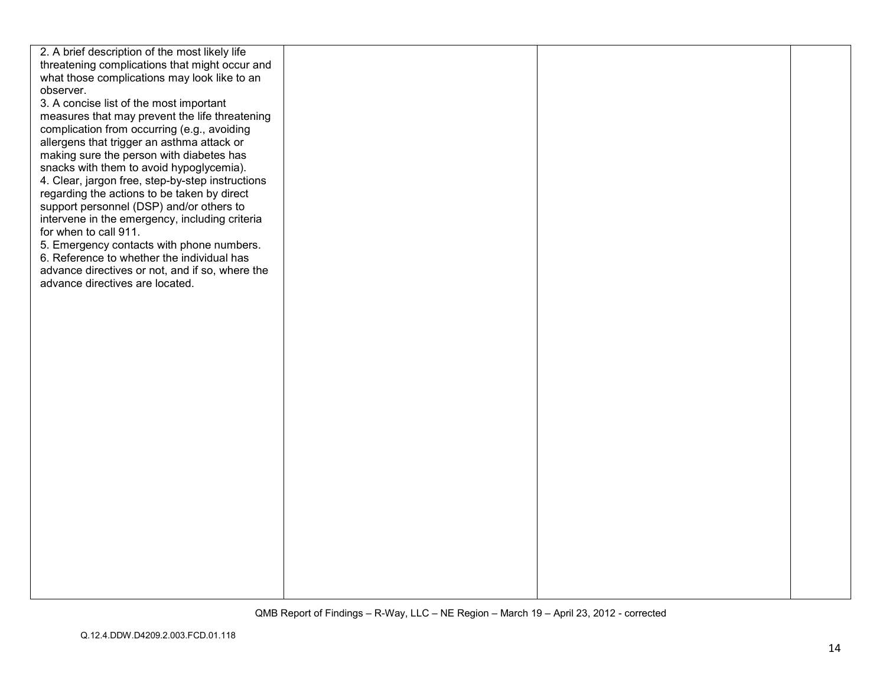| | | | |
|---|---|---|---|
| 2. A brief description of the most likely life threatening complications that might occur and what those complications may look like to an observer.<br>3. A concise list of the most important measures that may prevent the life threatening complication from occurring (e.g., avoiding allergens that trigger an asthma attack or making sure the person with diabetes has snacks with them to avoid hypoglycemia).<br>4. Clear, jargon free, step-by-step instructions regarding the actions to be taken by direct support personnel (DSP) and/or others to intervene in the emergency, including criteria for when to call 911.<br>5. Emergency contacts with phone numbers.<br>6. Reference to whether the individual has advance directives or not, and if so, where the advance directives are located. | | | |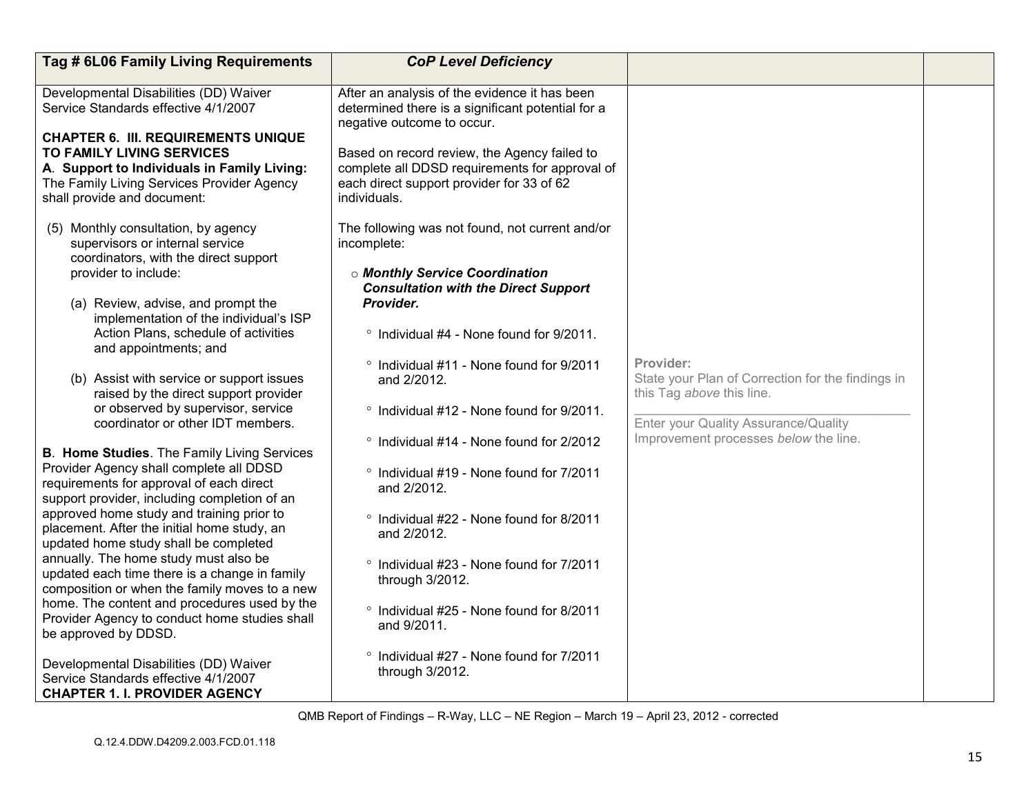| Tag # 6L06 Family Living Requirements | *CoP Level Deficiency* | | |
|---|---|---|---|
| Developmental Disabilities (DD) Waiver Service Standards effective 4/1/2007<br><br>**CHAPTER 6. III. REQUIREMENTS UNIQUE TO FAMILY LIVING SERVICES**<br>**A. Support to Individuals in Family Living:** The Family Living Services Provider Agency shall provide and document:<br><br>(5) Monthly consultation, by agency supervisors or internal service coordinators, with the direct support provider to include:<br><br>(a) Review, advise, and prompt the implementation of the individual's ISP Action Plans, schedule of activities and appointments; and<br><br>(b) Assist with service or support issues raised by the direct support provider or observed by supervisor, service coordinator or other IDT members.<br><br>**B. Home Studies**. The Family Living Services Provider Agency shall complete all DDSD requirements for approval of each direct support provider, including completion of an approved home study and training prior to placement. After the initial home study, an updated home study shall be completed annually. The home study must also be updated each time there is a change in family composition or when the family moves to a new home. The content and procedures used by the Provider Agency to conduct home studies shall be approved by DDSD.<br><br>Developmental Disabilities (DD) Waiver Service Standards effective 4/1/2007<br>**CHAPTER 1. I. PROVIDER AGENCY** | After an analysis of the evidence it has been determined there is a significant potential for a negative outcome to occur.<br><br>Based on record review, the Agency failed to complete all DDSD requirements for approval of each direct support provider for 33 of 62 individuals.<br><br>The following was not found, not current and/or incomplete:<br><br>○ ***Monthly Service Coordination Consultation with the Direct Support Provider.***<br><br>° Individual #4 - None found for 9/2011.<br><br>° Individual #11 - None found for 9/2011 and 2/2012.<br><br>° Individual #12 - None found for 9/2011.<br><br>° Individual #14 - None found for 2/2012<br><br>° Individual #19 - None found for 7/2011 and 2/2012.<br><br>° Individual #22 - None found for 8/2011 and 2/2012.<br><br>° Individual #23 - None found for 7/2011 through 3/2012.<br><br>° Individual #25 - None found for 8/2011 and 9/2011.<br><br>° Individual #27 - None found for 7/2011 through 3/2012. | **Provider:**<br>State your Plan of Correction for the findings in this Tag *above* this line.<br>\_\_\_\_\_\_\_\_\_\_\_\_\_\_\_\_\_\_\_\_\_\_\_\_\_\_\_\_\_\_\_\_\_\_\_\_<br>Enter your Quality Assurance/Quality Improvement processes *below* the line. | |

QMB Report of Findings – R-Way, LLC – NE Region – March 19 – April 23, 2012 - corrected

Q.12.4.DDW.D4209.2.003.FCD.01.118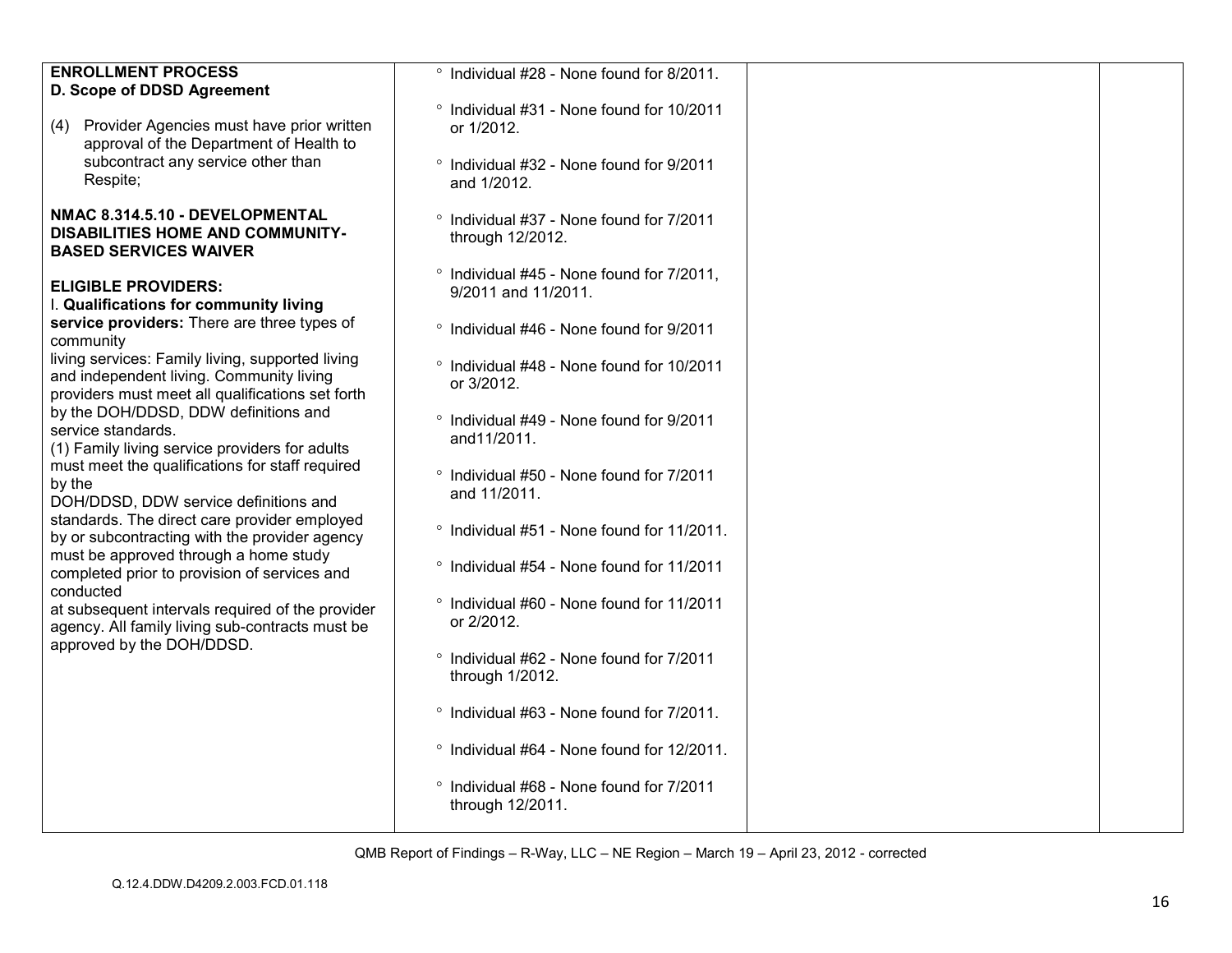| | | | |
|---|---|---|---|
| **ENROLLMENT PROCESS**<br>**D. Scope of DDSD Agreement**<br><br>(4) Provider Agencies must have prior written approval of the Department of Health to subcontract any service other than Respite;<br><br>**NMAC 8.314.5.10 - DEVELOPMENTAL DISABILITIES HOME AND COMMUNITY-BASED SERVICES WAIVER**<br><br>**ELIGIBLE PROVIDERS:**<br>I. **Qualifications for community living service providers:** There are three types of community living services: Family living, supported living and independent living. Community living providers must meet all qualifications set forth by the DOH/DDSD, DDW definitions and service standards.<br>(1) Family living service providers for adults must meet the qualifications for staff required by the DOH/DDSD, DDW service definitions and standards. The direct care provider employed by or subcontracting with the provider agency must be approved through a home study completed prior to provision of services and conducted at subsequent intervals required of the provider agency. All family living sub-contracts must be approved by the DOH/DDSD. | ° Individual #28 - None found for 8/2011.<br><br>° Individual #31 - None found for 10/2011 or 1/2012.<br><br>° Individual #32 - None found for 9/2011 and 1/2012.<br><br>° Individual #37 - None found for 7/2011 through 12/2012.<br><br>° Individual #45 - None found for 7/2011, 9/2011 and 11/2011.<br><br>° Individual #46 - None found for 9/2011<br><br>° Individual #48 - None found for 10/2011 or 3/2012.<br><br>° Individual #49 - None found for 9/2011 and11/2011.<br><br>° Individual #50 - None found for 7/2011 and 11/2011.<br><br>° Individual #51 - None found for 11/2011.<br><br>° Individual #54 - None found for 11/2011<br><br>° Individual #60 - None found for 11/2011 or 2/2012.<br><br>° Individual #62 - None found for 7/2011 through 1/2012.<br><br>° Individual #63 - None found for 7/2011.<br><br>° Individual #64 - None found for 12/2011.<br><br>° Individual #68 - None found for 7/2011 through 12/2011. | | |

QMB Report of Findings – R-Way, LLC – NE Region – March 19 – April 23, 2012 - corrected

Q.12.4.DDW.D4209.2.003.FCD.01.118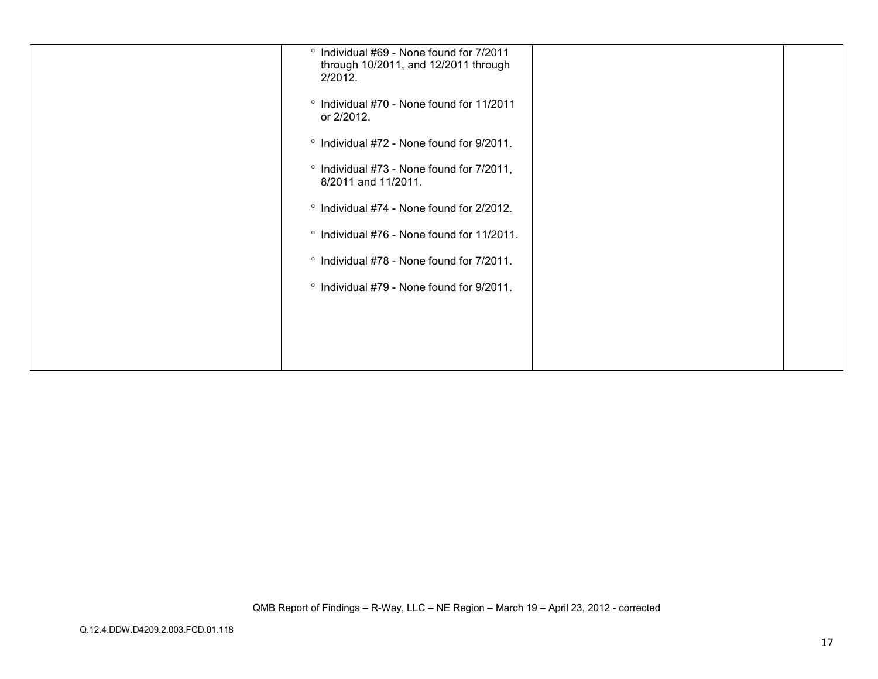| | | | |
|---|---|---|---|
| | ° Individual #69 - None found for 7/2011 through 10/2011, and 12/2011 through 2/2012.<br><br>° Individual #70 - None found for 11/2011 or 2/2012.<br><br>° Individual #72 - None found for 9/2011.<br><br>° Individual #73 - None found for 7/2011, 8/2011 and 11/2011.<br><br>° Individual #74 - None found for 2/2012.<br><br>° Individual #76 - None found for 11/2011.<br><br>° Individual #78 - None found for 7/2011.<br><br>° Individual #79 - None found for 9/2011. | | |